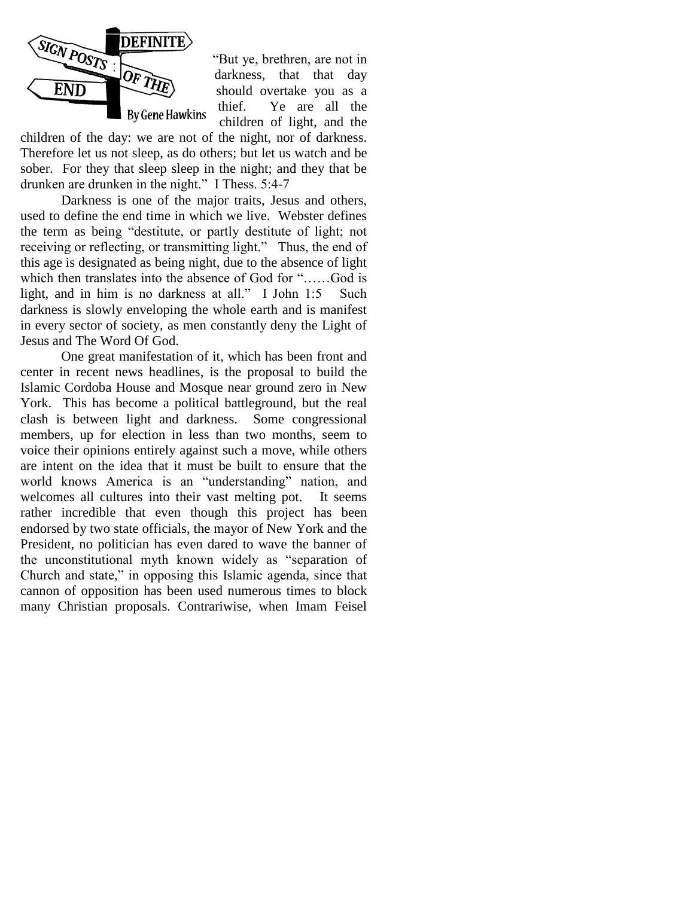# SIGN POSTS : DEFINITE OF THE END

By Gene Hawkins

"But ye, brethren, are not in darkness, that that day should overtake you as a thief. Ye are all the children of light, and the children of the day: we are not of the night, nor of darkness. Therefore let us not sleep, as do others; but let us watch and be sober. For they that sleep sleep in the night; and they that be drunken are drunken in the night." I Thess. 5:4-7

Darkness is one of the major traits, Jesus and others, used to define the end time in which we live. Webster defines the term as being "destitute, or partly destitute of light; not receiving or reflecting, or transmitting light." Thus, the end of this age is designated as being night, due to the absence of light which then translates into the absence of God for "……God is light, and in him is no darkness at all." I John 1:5 Such darkness is slowly enveloping the whole earth and is manifest in every sector of society, as men constantly deny the Light of Jesus and The Word Of God.

One great manifestation of it, which has been front and center in recent news headlines, is the proposal to build the Islamic Cordoba House and Mosque near ground zero in New York. This has become a political battleground, but the real clash is between light and darkness. Some congressional members, up for election in less than two months, seem to voice their opinions entirely against such a move, while others are intent on the idea that it must be built to ensure that the world knows America is an "understanding" nation, and welcomes all cultures into their vast melting pot. It seems rather incredible that even though this project has been endorsed by two state officials, the mayor of New York and the President, no politician has even dared to wave the banner of the unconstitutional myth known widely as "separation of Church and state," in opposing this Islamic agenda, since that cannon of opposition has been used numerous times to block many Christian proposals. Contrariwise, when Imam Feisel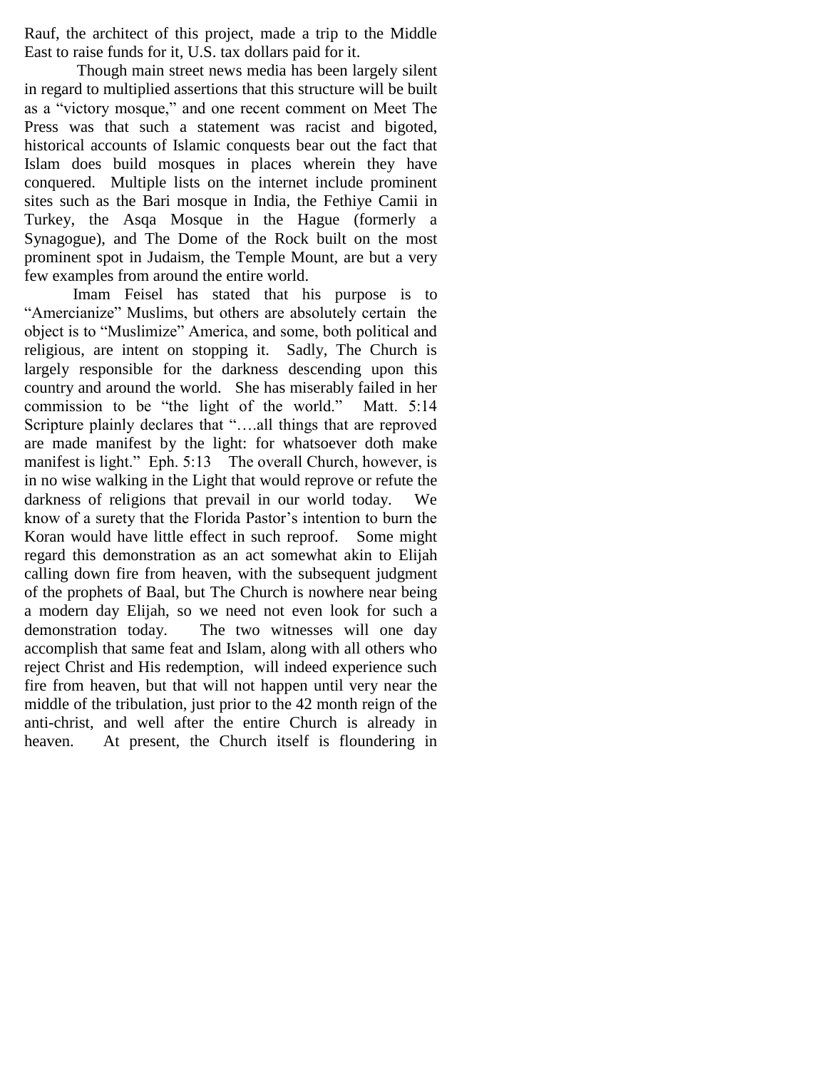Rauf, the architect of this project, made a trip to the Middle East to raise funds for it, U.S. tax dollars paid for it.

Though main street news media has been largely silent in regard to multiplied assertions that this structure will be built as a "victory mosque," and one recent comment on Meet The Press was that such a statement was racist and bigoted, historical accounts of Islamic conquests bear out the fact that Islam does build mosques in places wherein they have conquered. Multiple lists on the internet include prominent sites such as the Bari mosque in India, the Fethiye Camii in Turkey, the Asqa Mosque in the Hague (formerly a Synagogue), and The Dome of the Rock built on the most prominent spot in Judaism, the Temple Mount, are but a very few examples from around the entire world.

Imam Feisel has stated that his purpose is to "Amercianize" Muslims, but others are absolutely certain the object is to "Muslimize" America, and some, both political and religious, are intent on stopping it. Sadly, The Church is largely responsible for the darkness descending upon this country and around the world. She has miserably failed in her commission to be "the light of the world." Matt. 5:14 Scripture plainly declares that "….all things that are reproved are made manifest by the light: for whatsoever doth make manifest is light." Eph. 5:13 The overall Church, however, is in no wise walking in the Light that would reprove or refute the darkness of religions that prevail in our world today. We know of a surety that the Florida Pastor's intention to burn the Koran would have little effect in such reproof. Some might regard this demonstration as an act somewhat akin to Elijah calling down fire from heaven, with the subsequent judgment of the prophets of Baal, but The Church is nowhere near being a modern day Elijah, so we need not even look for such a demonstration today. The two witnesses will one day accomplish that same feat and Islam, along with all others who reject Christ and His redemption, will indeed experience such fire from heaven, but that will not happen until very near the middle of the tribulation, just prior to the 42 month reign of the anti-christ, and well after the entire Church is already in heaven. At present, the Church itself is floundering in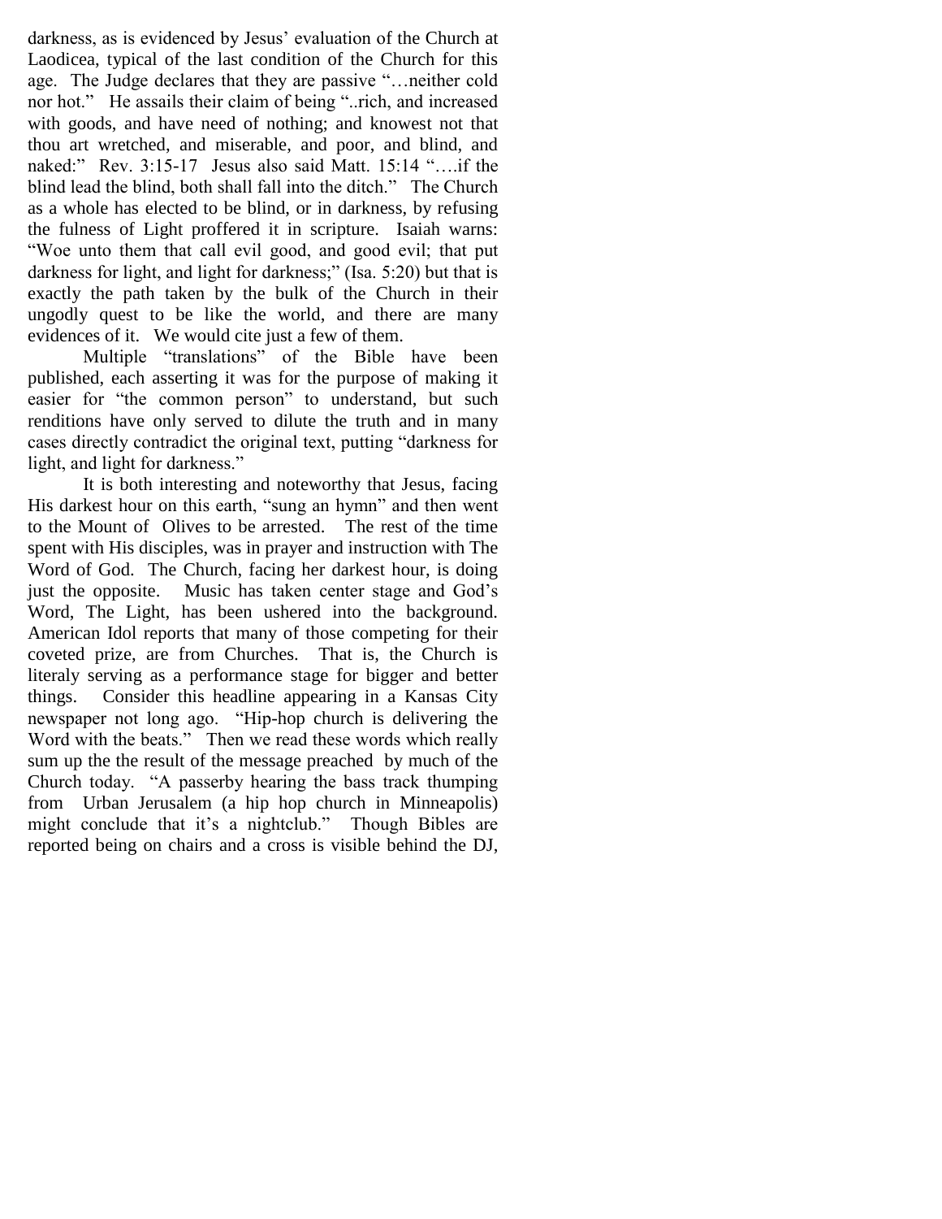darkness, as is evidenced by Jesus' evaluation of the Church at Laodicea, typical of the last condition of the Church for this age. The Judge declares that they are passive "…neither cold nor hot." He assails their claim of being "..rich, and increased with goods, and have need of nothing; and knowest not that thou art wretched, and miserable, and poor, and blind, and naked:" Rev. 3:15-17 Jesus also said Matt. 15:14 "….if the blind lead the blind, both shall fall into the ditch." The Church as a whole has elected to be blind, or in darkness, by refusing the fulness of Light proffered it in scripture. Isaiah warns: "Woe unto them that call evil good, and good evil; that put darkness for light, and light for darkness;" (Isa. 5:20) but that is exactly the path taken by the bulk of the Church in their ungodly quest to be like the world, and there are many evidences of it. We would cite just a few of them.

Multiple "translations" of the Bible have been published, each asserting it was for the purpose of making it easier for "the common person" to understand, but such renditions have only served to dilute the truth and in many cases directly contradict the original text, putting "darkness for light, and light for darkness."

It is both interesting and noteworthy that Jesus, facing His darkest hour on this earth, "sung an hymn" and then went to the Mount of Olives to be arrested. The rest of the time spent with His disciples, was in prayer and instruction with The Word of God. The Church, facing her darkest hour, is doing just the opposite. Music has taken center stage and God's Word, The Light, has been ushered into the background. American Idol reports that many of those competing for their coveted prize, are from Churches. That is, the Church is literaly serving as a performance stage for bigger and better things. Consider this headline appearing in a Kansas City newspaper not long ago. "Hip-hop church is delivering the Word with the beats." Then we read these words which really sum up the the result of the message preached by much of the Church today. "A passerby hearing the bass track thumping from Urban Jerusalem (a hip hop church in Minneapolis) might conclude that it's a nightclub." Though Bibles are reported being on chairs and a cross is visible behind the DJ,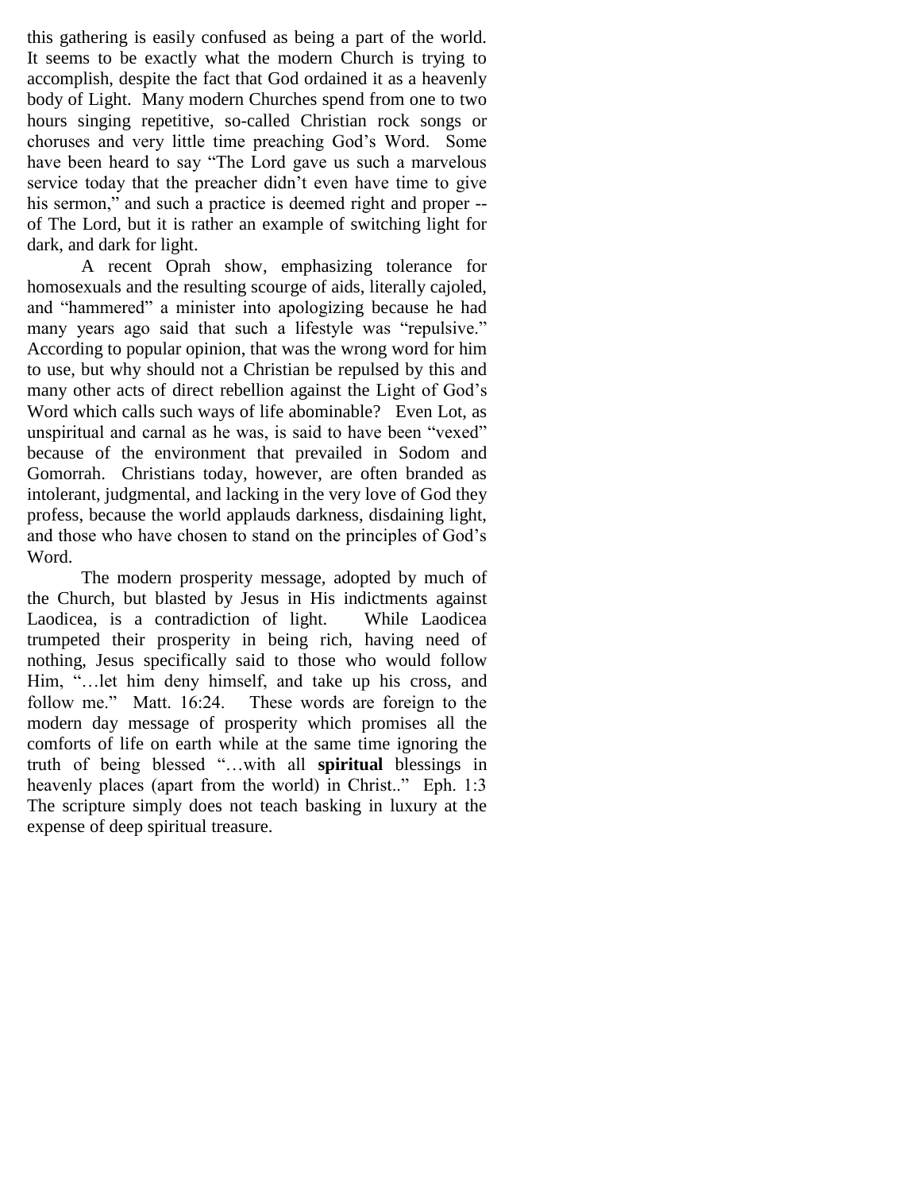this gathering is easily confused as being a part of the world. It seems to be exactly what the modern Church is trying to accomplish, despite the fact that God ordained it as a heavenly body of Light. Many modern Churches spend from one to two hours singing repetitive, so-called Christian rock songs or choruses and very little time preaching God's Word. Some have been heard to say "The Lord gave us such a marvelous service today that the preacher didn't even have time to give his sermon," and such a practice is deemed right and proper -- of The Lord, but it is rather an example of switching light for dark, and dark for light.

A recent Oprah show, emphasizing tolerance for homosexuals and the resulting scourge of aids, literally cajoled, and "hammered" a minister into apologizing because he had many years ago said that such a lifestyle was "repulsive." According to popular opinion, that was the wrong word for him to use, but why should not a Christian be repulsed by this and many other acts of direct rebellion against the Light of God's Word which calls such ways of life abominable? Even Lot, as unspiritual and carnal as he was, is said to have been "vexed" because of the environment that prevailed in Sodom and Gomorrah. Christians today, however, are often branded as intolerant, judgmental, and lacking in the very love of God they profess, because the world applauds darkness, disdaining light, and those who have chosen to stand on the principles of God's Word.

The modern prosperity message, adopted by much of the Church, but blasted by Jesus in His indictments against Laodicea, is a contradiction of light. While Laodicea trumpeted their prosperity in being rich, having need of nothing, Jesus specifically said to those who would follow Him, "…let him deny himself, and take up his cross, and follow me." Matt. 16:24. These words are foreign to the modern day message of prosperity which promises all the comforts of life on earth while at the same time ignoring the truth of being blessed "…with all **spiritual** blessings in heavenly places (apart from the world) in Christ.." Eph. 1:3 The scripture simply does not teach basking in luxury at the expense of deep spiritual treasure.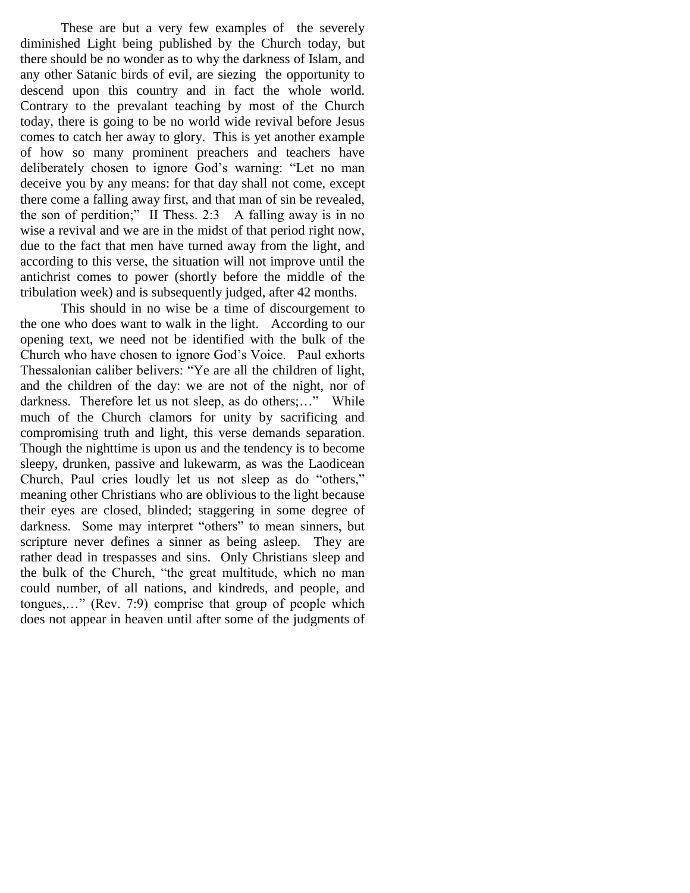These are but a very few examples of the severely diminished Light being published by the Church today, but there should be no wonder as to why the darkness of Islam, and any other Satanic birds of evil, are siezing the opportunity to descend upon this country and in fact the whole world. Contrary to the prevalant teaching by most of the Church today, there is going to be no world wide revival before Jesus comes to catch her away to glory. This is yet another example of how so many prominent preachers and teachers have deliberately chosen to ignore God's warning: "Let no man deceive you by any means: for that day shall not come, except there come a falling away first, and that man of sin be revealed, the son of perdition;" II Thess. 2:3 A falling away is in no wise a revival and we are in the midst of that period right now, due to the fact that men have turned away from the light, and according to this verse, the situation will not improve until the antichrist comes to power (shortly before the middle of the tribulation week) and is subsequently judged, after 42 months.

This should in no wise be a time of discourgement to the one who does want to walk in the light. According to our opening text, we need not be identified with the bulk of the Church who have chosen to ignore God's Voice. Paul exhorts Thessalonian caliber belivers: "Ye are all the children of light, and the children of the day: we are not of the night, nor of darkness. Therefore let us not sleep, as do others;…" While much of the Church clamors for unity by sacrificing and compromising truth and light, this verse demands separation. Though the nighttime is upon us and the tendency is to become sleepy, drunken, passive and lukewarm, as was the Laodicean Church, Paul cries loudly let us not sleep as do "others," meaning other Christians who are oblivious to the light because their eyes are closed, blinded; staggering in some degree of darkness. Some may interpret "others" to mean sinners, but scripture never defines a sinner as being asleep. They are rather dead in trespasses and sins. Only Christians sleep and the bulk of the Church, "the great multitude, which no man could number, of all nations, and kindreds, and people, and tongues,…" (Rev. 7:9) comprise that group of people which does not appear in heaven until after some of the judgments of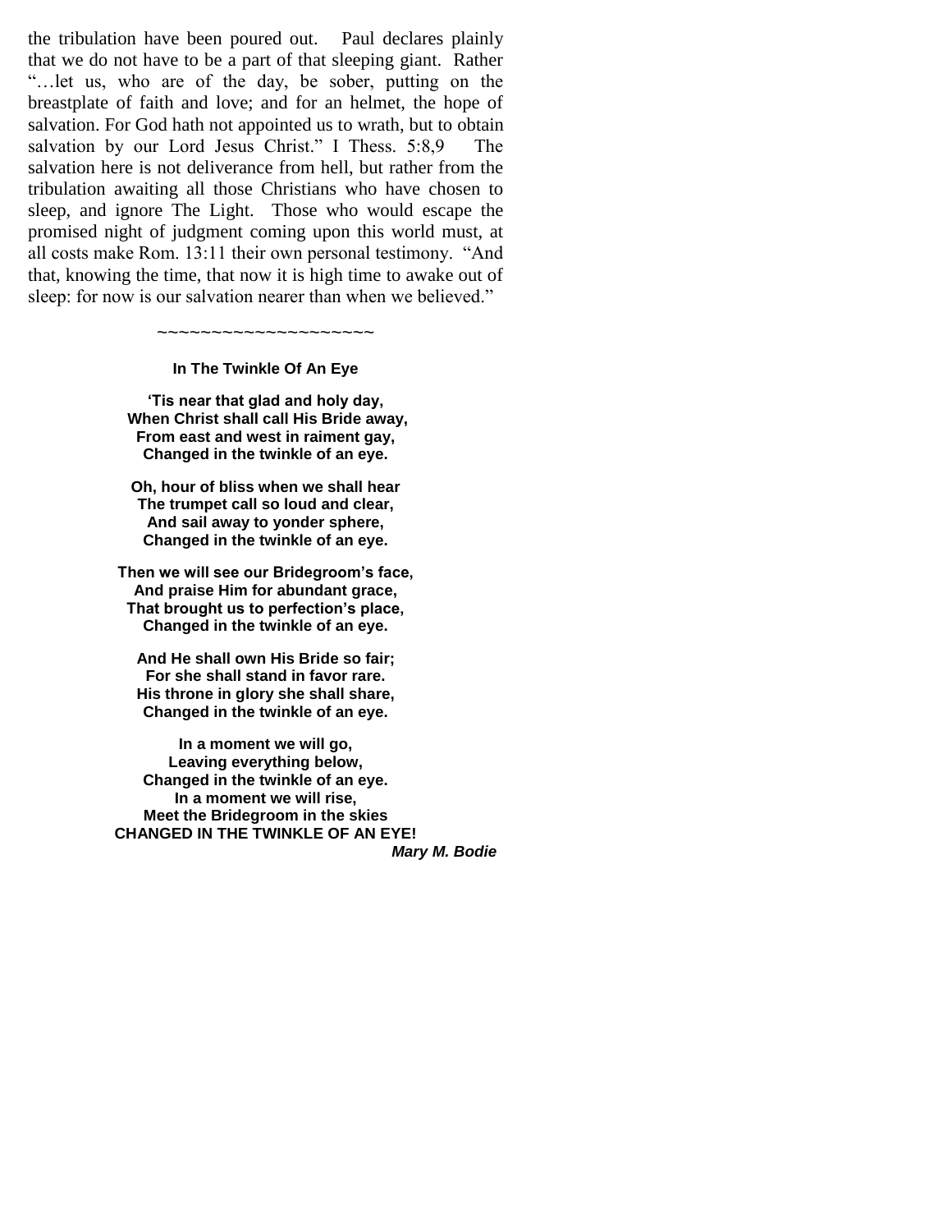the tribulation have been poured out. Paul declares plainly that we do not have to be a part of that sleeping giant. Rather "…let us, who are of the day, be sober, putting on the breastplate of faith and love; and for an helmet, the hope of salvation. For God hath not appointed us to wrath, but to obtain salvation by our Lord Jesus Christ." I Thess. 5:8,9 The salvation here is not deliverance from hell, but rather from the tribulation awaiting all those Christians who have chosen to sleep, and ignore The Light. Those who would escape the promised night of judgment coming upon this world must, at all costs make Rom. 13:11 their own personal testimony. "And that, knowing the time, that now it is high time to awake out of sleep: for now is our salvation nearer than when we believed."

~~~~~~~~~~~~~~~~~~~~

**In The Twinkle Of An Eye**

**'Tis near that glad and holy day,**
**When Christ shall call His Bride away,**
**From east and west in raiment gay,**
**Changed in the twinkle of an eye.**

**Oh, hour of bliss when we shall hear**
**The trumpet call so loud and clear,**
**And sail away to yonder sphere,**
**Changed in the twinkle of an eye.**

**Then we will see our Bridegroom's face,**
**And praise Him for abundant grace,**
**That brought us to perfection's place,**
**Changed in the twinkle of an eye.**

**And He shall own His Bride so fair;**
**For she shall stand in favor rare.**
**His throne in glory she shall share,**
**Changed in the twinkle of an eye.**

**In a moment we will go,**
**Leaving everything below,**
**Changed in the twinkle of an eye.**
**In a moment we will rise,**
**Meet the Bridegroom in the skies**
**CHANGED IN THE TWINKLE OF AN EYE!**

***Mary M. Bodie***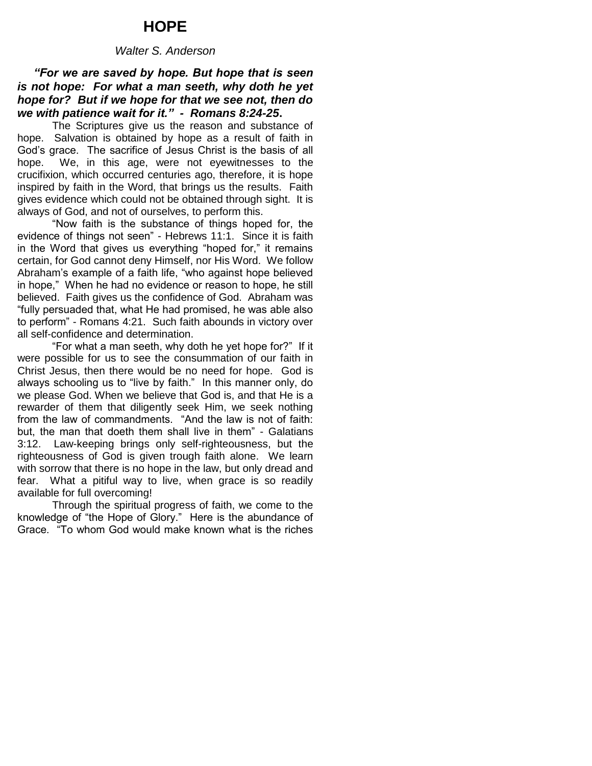# HOPE

*Walter S. Anderson*

***"For we are saved by hope. But hope that is seen is not hope: For what a man seeth, why doth he yet hope for? But if we hope for that we see not, then do we with patience wait for it." - Romans 8:24-25*.**

The Scriptures give us the reason and substance of hope. Salvation is obtained by hope as a result of faith in God's grace. The sacrifice of Jesus Christ is the basis of all hope. We, in this age, were not eyewitnesses to the crucifixion, which occurred centuries ago, therefore, it is hope inspired by faith in the Word, that brings us the results. Faith gives evidence which could not be obtained through sight. It is always of God, and not of ourselves, to perform this.

"Now faith is the substance of things hoped for, the evidence of things not seen" - Hebrews 11:1. Since it is faith in the Word that gives us everything "hoped for," it remains certain, for God cannot deny Himself, nor His Word. We follow Abraham's example of a faith life, "who against hope believed in hope," When he had no evidence or reason to hope, he still believed. Faith gives us the confidence of God. Abraham was "fully persuaded that, what He had promised, he was able also to perform" - Romans 4:21. Such faith abounds in victory over all self-confidence and determination.

"For what a man seeth, why doth he yet hope for?" If it were possible for us to see the consummation of our faith in Christ Jesus, then there would be no need for hope. God is always schooling us to "live by faith." In this manner only, do we please God. When we believe that God is, and that He is a rewarder of them that diligently seek Him, we seek nothing from the law of commandments. "And the law is not of faith: but, the man that doeth them shall live in them" - Galatians 3:12. Law-keeping brings only self-righteousness, but the righteousness of God is given trough faith alone. We learn with sorrow that there is no hope in the law, but only dread and fear. What a pitiful way to live, when grace is so readily available for full overcoming!

Through the spiritual progress of faith, we come to the knowledge of "the Hope of Glory." Here is the abundance of Grace. "To whom God would make known what is the riches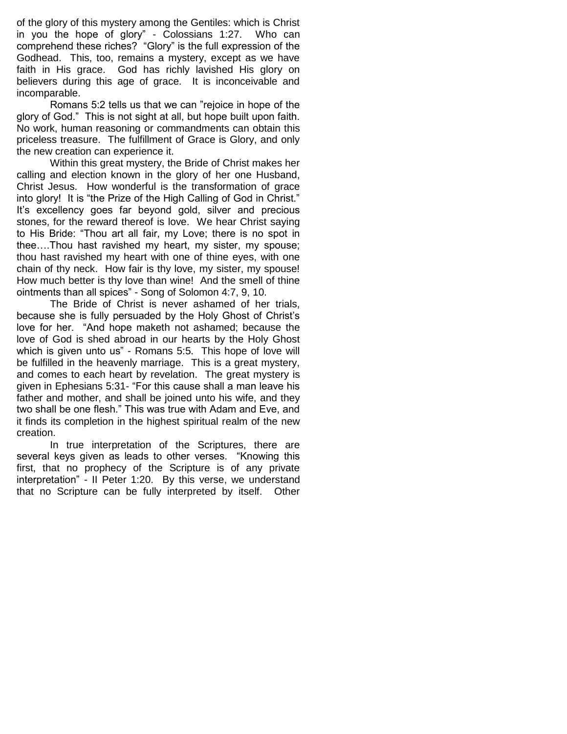of the glory of this mystery among the Gentiles: which is Christ in you the hope of glory" - Colossians 1:27. Who can comprehend these riches? "Glory" is the full expression of the Godhead. This, too, remains a mystery, except as we have faith in His grace. God has richly lavished His glory on believers during this age of grace. It is inconceivable and incomparable.

Romans 5:2 tells us that we can "rejoice in hope of the glory of God." This is not sight at all, but hope built upon faith. No work, human reasoning or commandments can obtain this priceless treasure. The fulfillment of Grace is Glory, and only the new creation can experience it.

Within this great mystery, the Bride of Christ makes her calling and election known in the glory of her one Husband, Christ Jesus. How wonderful is the transformation of grace into glory! It is "the Prize of the High Calling of God in Christ." It's excellency goes far beyond gold, silver and precious stones, for the reward thereof is love. We hear Christ saying to His Bride: "Thou art all fair, my Love; there is no spot in thee….Thou hast ravished my heart, my sister, my spouse; thou hast ravished my heart with one of thine eyes, with one chain of thy neck. How fair is thy love, my sister, my spouse! How much better is thy love than wine! And the smell of thine ointments than all spices" - Song of Solomon 4:7, 9, 10.

The Bride of Christ is never ashamed of her trials, because she is fully persuaded by the Holy Ghost of Christ's love for her. "And hope maketh not ashamed; because the love of God is shed abroad in our hearts by the Holy Ghost which is given unto us" - Romans 5:5. This hope of love will be fulfilled in the heavenly marriage. This is a great mystery, and comes to each heart by revelation. The great mystery is given in Ephesians 5:31- "For this cause shall a man leave his father and mother, and shall be joined unto his wife, and they two shall be one flesh." This was true with Adam and Eve, and it finds its completion in the highest spiritual realm of the new creation.

In true interpretation of the Scriptures, there are several keys given as leads to other verses. "Knowing this first, that no prophecy of the Scripture is of any private interpretation" - II Peter 1:20. By this verse, we understand that no Scripture can be fully interpreted by itself. Other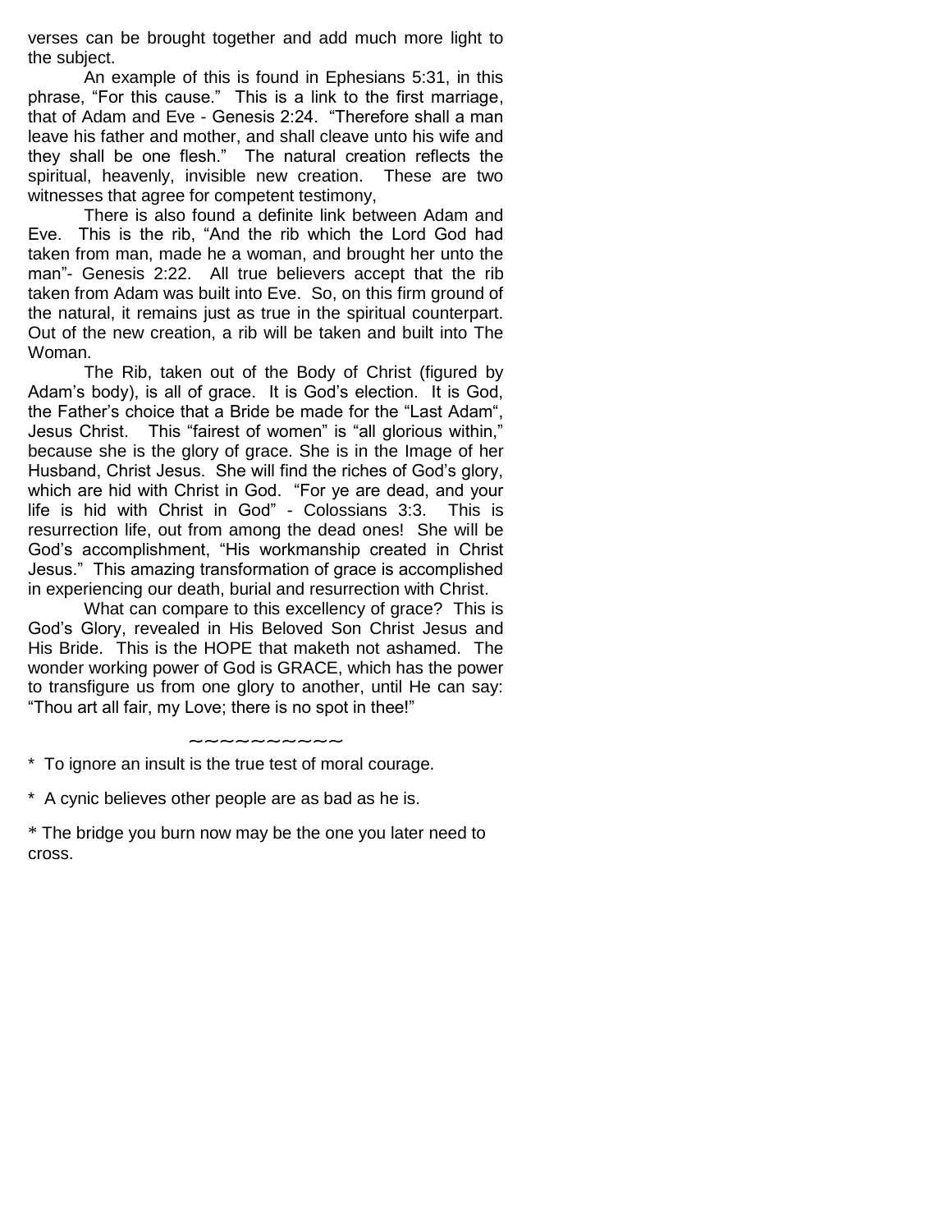verses can be brought together and add much more light to the subject.

An example of this is found in Ephesians 5:31, in this phrase, "For this cause." This is a link to the first marriage, that of Adam and Eve - Genesis 2:24. "Therefore shall a man leave his father and mother, and shall cleave unto his wife and they shall be one flesh." The natural creation reflects the spiritual, heavenly, invisible new creation. These are two witnesses that agree for competent testimony,

There is also found a definite link between Adam and Eve. This is the rib, "And the rib which the Lord God had taken from man, made he a woman, and brought her unto the man"- Genesis 2:22. All true believers accept that the rib taken from Adam was built into Eve. So, on this firm ground of the natural, it remains just as true in the spiritual counterpart. Out of the new creation, a rib will be taken and built into The Woman.

The Rib, taken out of the Body of Christ (figured by Adam's body), is all of grace. It is God's election. It is God, the Father's choice that a Bride be made for the "Last Adam", Jesus Christ. This "fairest of women" is "all glorious within," because she is the glory of grace. She is in the Image of her Husband, Christ Jesus. She will find the riches of God's glory, which are hid with Christ in God. "For ye are dead, and your life is hid with Christ in God" - Colossians 3:3. This is resurrection life, out from among the dead ones! She will be God's accomplishment, "His workmanship created in Christ Jesus." This amazing transformation of grace is accomplished in experiencing our death, burial and resurrection with Christ.

What can compare to this excellency of grace? This is God's Glory, revealed in His Beloved Son Christ Jesus and His Bride. This is the HOPE that maketh not ashamed. The wonder working power of God is GRACE, which has the power to transfigure us from one glory to another, until He can say: "Thou art all fair, my Love; there is no spot in thee!"

~~~~~~~~~~

* To ignore an insult is the true test of moral courage.

* A cynic believes other people are as bad as he is.

* The bridge you burn now may be the one you later need to cross.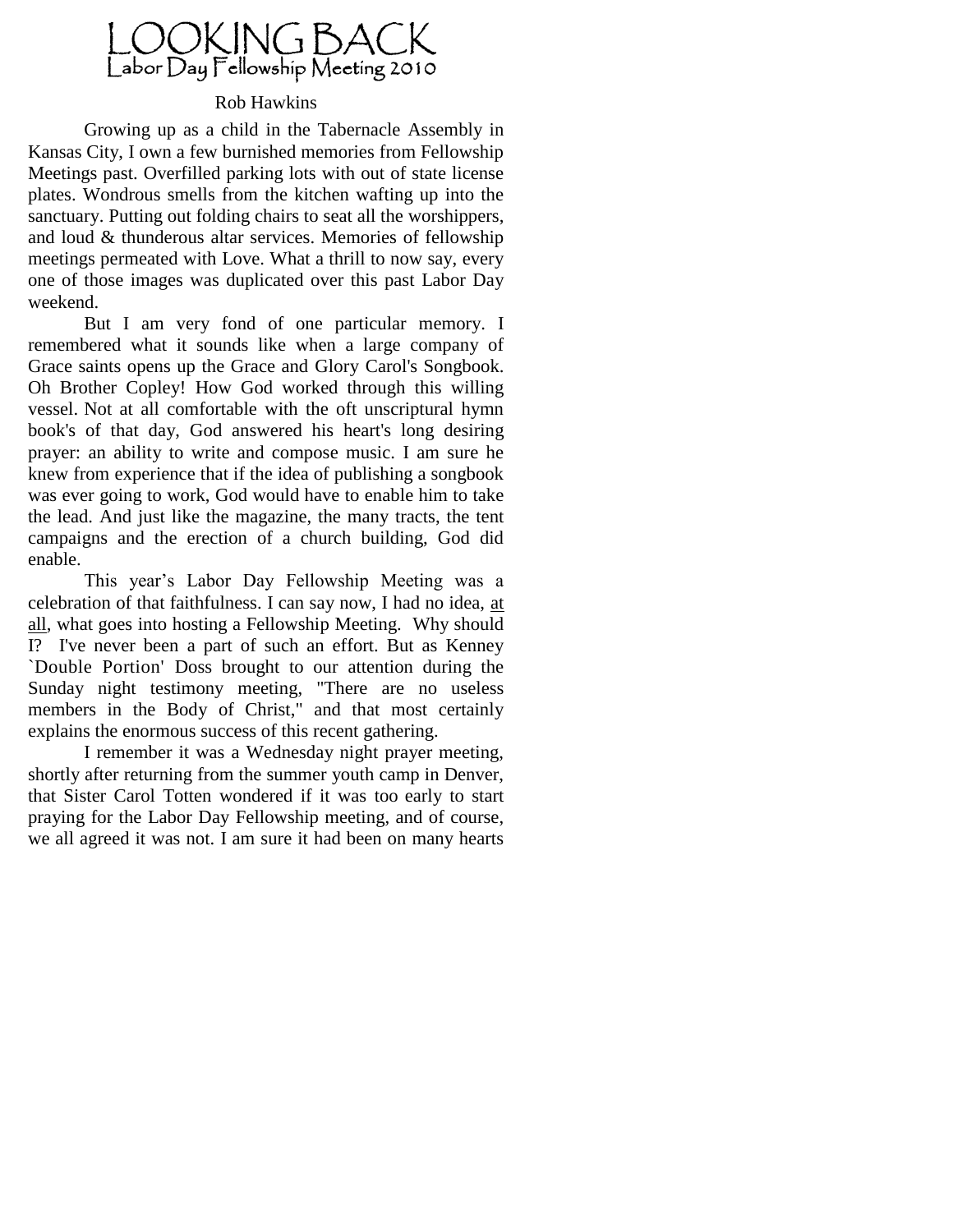# LOOKING BACK
## Labor Day Fellowship Meeting 2010

Rob Hawkins

Growing up as a child in the Tabernacle Assembly in Kansas City, I own a few burnished memories from Fellowship Meetings past. Overfilled parking lots with out of state license plates. Wondrous smells from the kitchen wafting up into the sanctuary. Putting out folding chairs to seat all the worshippers, and loud & thunderous altar services. Memories of fellowship meetings permeated with Love. What a thrill to now say, every one of those images was duplicated over this past Labor Day weekend.

But I am very fond of one particular memory. I remembered what it sounds like when a large company of Grace saints opens up the Grace and Glory Carol's Songbook. Oh Brother Copley! How God worked through this willing vessel. Not at all comfortable with the oft unscriptural hymn book's of that day, God answered his heart's long desiring prayer: an ability to write and compose music. I am sure he knew from experience that if the idea of publishing a songbook was ever going to work, God would have to enable him to take the lead. And just like the magazine, the many tracts, the tent campaigns and the erection of a church building, God did enable.

This year's Labor Day Fellowship Meeting was a celebration of that faithfulness. I can say now, I had no idea, <u>at all</u>, what goes into hosting a Fellowship Meeting. Why should I? I've never been a part of such an effort. But as Kenney `Double Portion' Doss brought to our attention during the Sunday night testimony meeting, "There are no useless members in the Body of Christ," and that most certainly explains the enormous success of this recent gathering.

I remember it was a Wednesday night prayer meeting, shortly after returning from the summer youth camp in Denver, that Sister Carol Totten wondered if it was too early to start praying for the Labor Day Fellowship meeting, and of course, we all agreed it was not. I am sure it had been on many hearts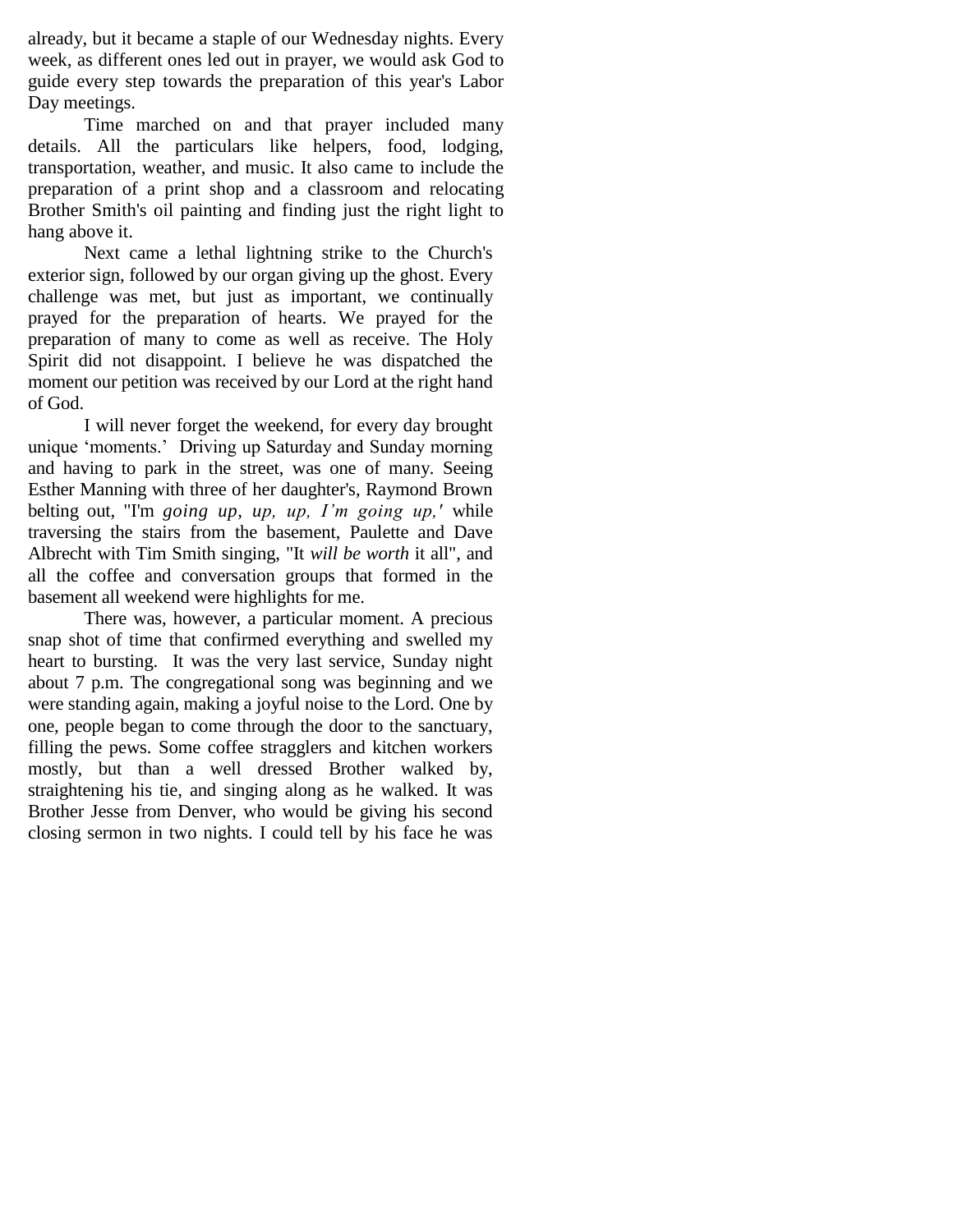already, but it became a staple of our Wednesday nights. Every week, as different ones led out in prayer, we would ask God to guide every step towards the preparation of this year's Labor Day meetings.

Time marched on and that prayer included many details. All the particulars like helpers, food, lodging, transportation, weather, and music. It also came to include the preparation of a print shop and a classroom and relocating Brother Smith's oil painting and finding just the right light to hang above it.

Next came a lethal lightning strike to the Church's exterior sign, followed by our organ giving up the ghost. Every challenge was met, but just as important, we continually prayed for the preparation of hearts. We prayed for the preparation of many to come as well as receive. The Holy Spirit did not disappoint. I believe he was dispatched the moment our petition was received by our Lord at the right hand of God.

I will never forget the weekend, for every day brought unique 'moments.' Driving up Saturday and Sunday morning and having to park in the street, was one of many. Seeing Esther Manning with three of her daughter's, Raymond Brown belting out, "I'm *going up, up, up, I'm going up,'* while traversing the stairs from the basement, Paulette and Dave Albrecht with Tim Smith singing, "It *will be worth* it all", and all the coffee and conversation groups that formed in the basement all weekend were highlights for me.

There was, however, a particular moment. A precious snap shot of time that confirmed everything and swelled my heart to bursting. It was the very last service, Sunday night about 7 p.m. The congregational song was beginning and we were standing again, making a joyful noise to the Lord. One by one, people began to come through the door to the sanctuary, filling the pews. Some coffee stragglers and kitchen workers mostly, but than a well dressed Brother walked by, straightening his tie, and singing along as he walked. It was Brother Jesse from Denver, who would be giving his second closing sermon in two nights. I could tell by his face he was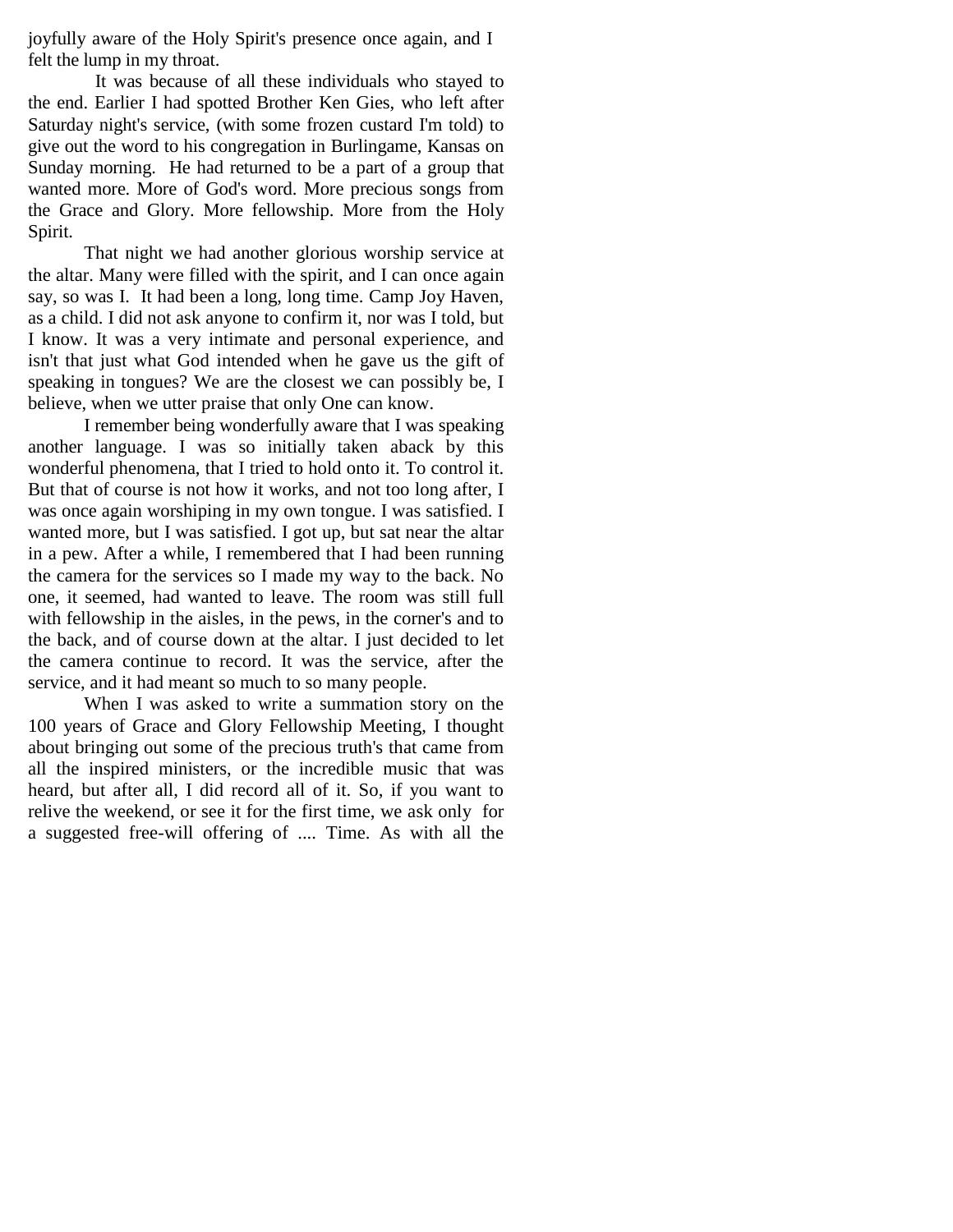joyfully aware of the Holy Spirit's presence once again, and I felt the lump in my throat.

It was because of all these individuals who stayed to the end. Earlier I had spotted Brother Ken Gies, who left after Saturday night's service, (with some frozen custard I'm told) to give out the word to his congregation in Burlingame, Kansas on Sunday morning. He had returned to be a part of a group that wanted more. More of God's word. More precious songs from the Grace and Glory. More fellowship. More from the Holy Spirit.

That night we had another glorious worship service at the altar. Many were filled with the spirit, and I can once again say, so was I. It had been a long, long time. Camp Joy Haven, as a child. I did not ask anyone to confirm it, nor was I told, but I know. It was a very intimate and personal experience, and isn't that just what God intended when he gave us the gift of speaking in tongues? We are the closest we can possibly be, I believe, when we utter praise that only One can know.

I remember being wonderfully aware that I was speaking another language. I was so initially taken aback by this wonderful phenomena, that I tried to hold onto it. To control it. But that of course is not how it works, and not too long after, I was once again worshiping in my own tongue. I was satisfied. I wanted more, but I was satisfied. I got up, but sat near the altar in a pew. After a while, I remembered that I had been running the camera for the services so I made my way to the back. No one, it seemed, had wanted to leave. The room was still full with fellowship in the aisles, in the pews, in the corner's and to the back, and of course down at the altar. I just decided to let the camera continue to record. It was the service, after the service, and it had meant so much to so many people.

When I was asked to write a summation story on the 100 years of Grace and Glory Fellowship Meeting, I thought about bringing out some of the precious truth's that came from all the inspired ministers, or the incredible music that was heard, but after all, I did record all of it. So, if you want to relive the weekend, or see it for the first time, we ask only for a suggested free-will offering of .... Time. As with all the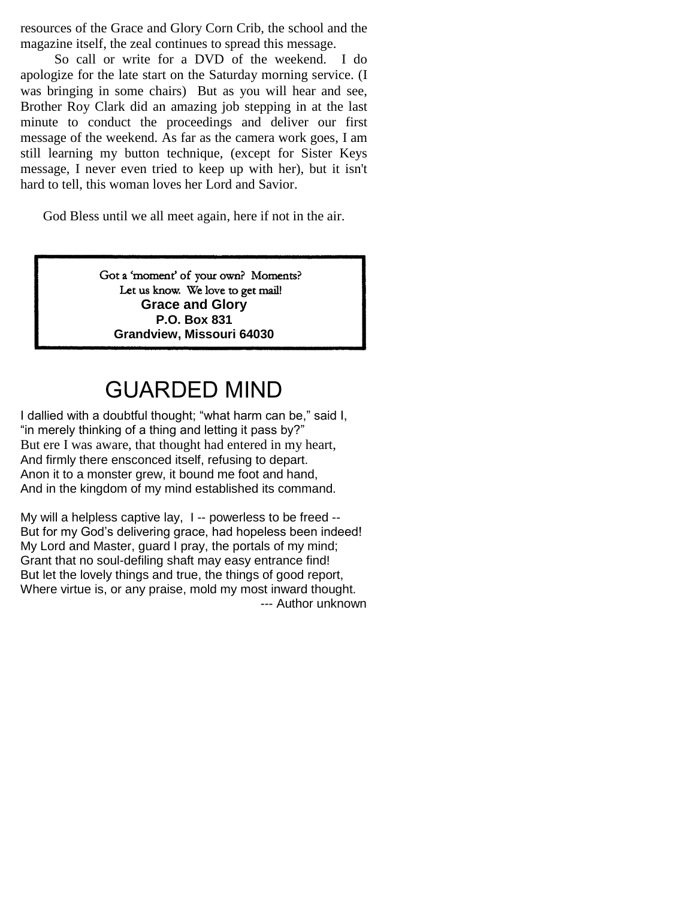resources of the Grace and Glory Corn Crib, the school and the magazine itself, the zeal continues to spread this message.

So call or write for a DVD of the weekend. I do apologize for the late start on the Saturday morning service. (I was bringing in some chairs) But as you will hear and see, Brother Roy Clark did an amazing job stepping in at the last minute to conduct the proceedings and deliver our first message of the weekend. As far as the camera work goes, I am still learning my button technique, (except for Sister Keys message, I never even tried to keep up with her), but it isn't hard to tell, this woman loves her Lord and Savior.

God Bless until we all meet again, here if not in the air.

> Got a 'moment' of your own? Moments?
> Let us know. We love to get mail!
> **Grace and Glory**
> **P.O. Box 831**
> **Grandview, Missouri 64030**

# GUARDED MIND

I dallied with a doubtful thought; "what harm can be," said I,
"in merely thinking of a thing and letting it pass by?"
But ere I was aware, that thought had entered in my heart,
And firmly there ensconced itself, refusing to depart.
Anon it to a monster grew, it bound me foot and hand,
And in the kingdom of my mind established its command.

My will a helpless captive lay, I -- powerless to be freed --
But for my God's delivering grace, had hopeless been indeed!
My Lord and Master, guard I pray, the portals of my mind;
Grant that no soul-defiling shaft may easy entrance find!
But let the lovely things and true, the things of good report,
Where virtue is, or any praise, mold my most inward thought.

--- Author unknown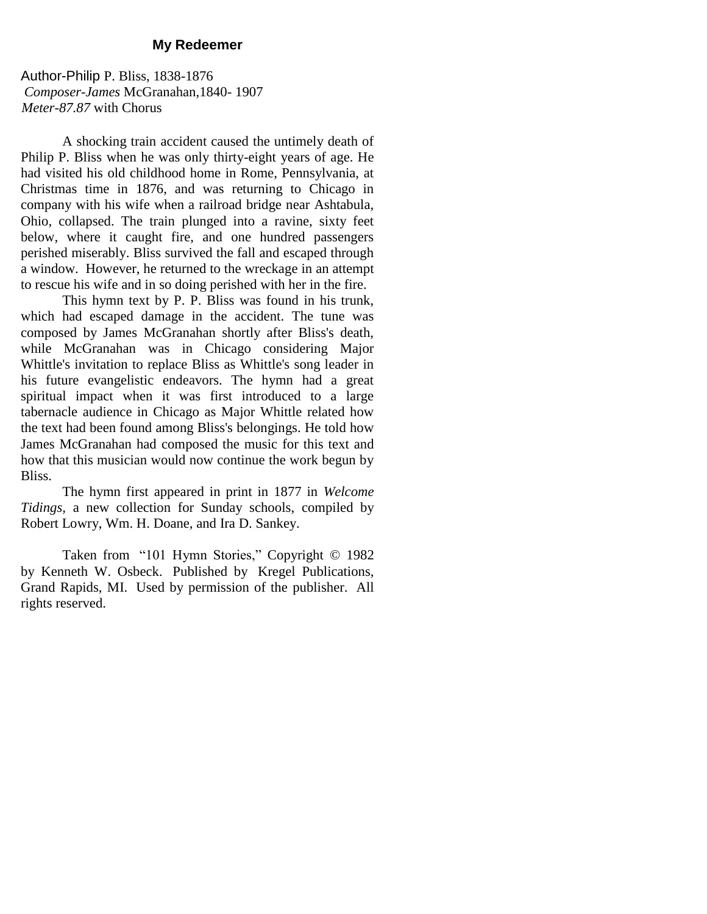**My Redeemer**

Author-Philip P. Bliss, 1838-1876
*Composer-James* McGranahan,1840- 1907
*Meter-87.87* with Chorus

A shocking train accident caused the untimely death of Philip P. Bliss when he was only thirty-eight years of age. He had visited his old childhood home in Rome, Pennsylvania, at Christmas time in 1876, and was returning to Chicago in company with his wife when a railroad bridge near Ashtabula, Ohio, collapsed. The train plunged into a ravine, sixty feet below, where it caught fire, and one hundred passengers perished miserably. Bliss survived the fall and escaped through a window. However, he returned to the wreckage in an attempt to rescue his wife and in so doing perished with her in the fire.

This hymn text by P. P. Bliss was found in his trunk, which had escaped damage in the accident. The tune was composed by James McGranahan shortly after Bliss's death, while McGranahan was in Chicago considering Major Whittle's invitation to replace Bliss as Whittle's song leader in his future evangelistic endeavors. The hymn had a great spiritual impact when it was first introduced to a large tabernacle audience in Chicago as Major Whittle related how the text had been found among Bliss's belongings. He told how James McGranahan had composed the music for this text and how that this musician would now continue the work begun by Bliss.

The hymn first appeared in print in 1877 in *Welcome Tidings,* a new collection for Sunday schools, compiled by Robert Lowry, Wm. H. Doane, and Ira D. Sankey.

Taken from "101 Hymn Stories," Copyright © 1982 by Kenneth W. Osbeck. Published by Kregel Publications, Grand Rapids, MI. Used by permission of the publisher. All rights reserved.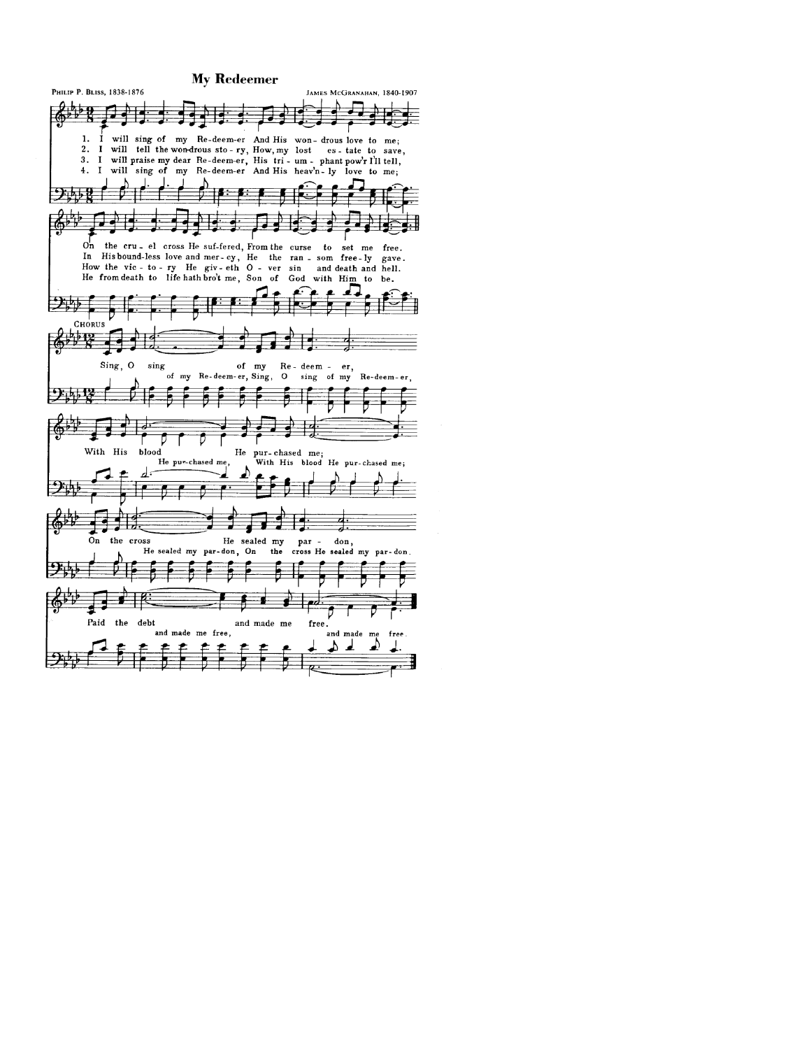## My Redeemer

Philip P. Bliss, 1838-1876

James McGranahan, 1840-1907

1. I will sing of my Re-deem-er And His won-drous love to me;
On the cru-el cross He suf-fered, From the curse to set me free.

2. I will tell the won-drous sto-ry, How, my lost es-tate to save,
In His bound-less love and mer-cy, He the ran-som free-ly gave.

3. I will praise my dear Re-deem-er, His tri-um-phant pow'r I'll tell,
How the vic-to-ry He giv-eth O-ver sin and death and hell.

4. I will sing of my Re-deem-er And His heav'n-ly love to me;
He from death to life hath bro't me, Son of God with Him to be.

CHORUS

Sing, O sing of my Re-deem-er,
(of my Re-deem-er, Sing, O sing of my Re-deem-er,)
With His blood He pur-chased me;
(He pur-chased me, With His blood He pur-chased me;)
On the cross He sealed my par-don,
(He sealed my par-don, On the cross He sealed my par-don,)
Paid the debt and made me free.
(and made me free, and made me free.)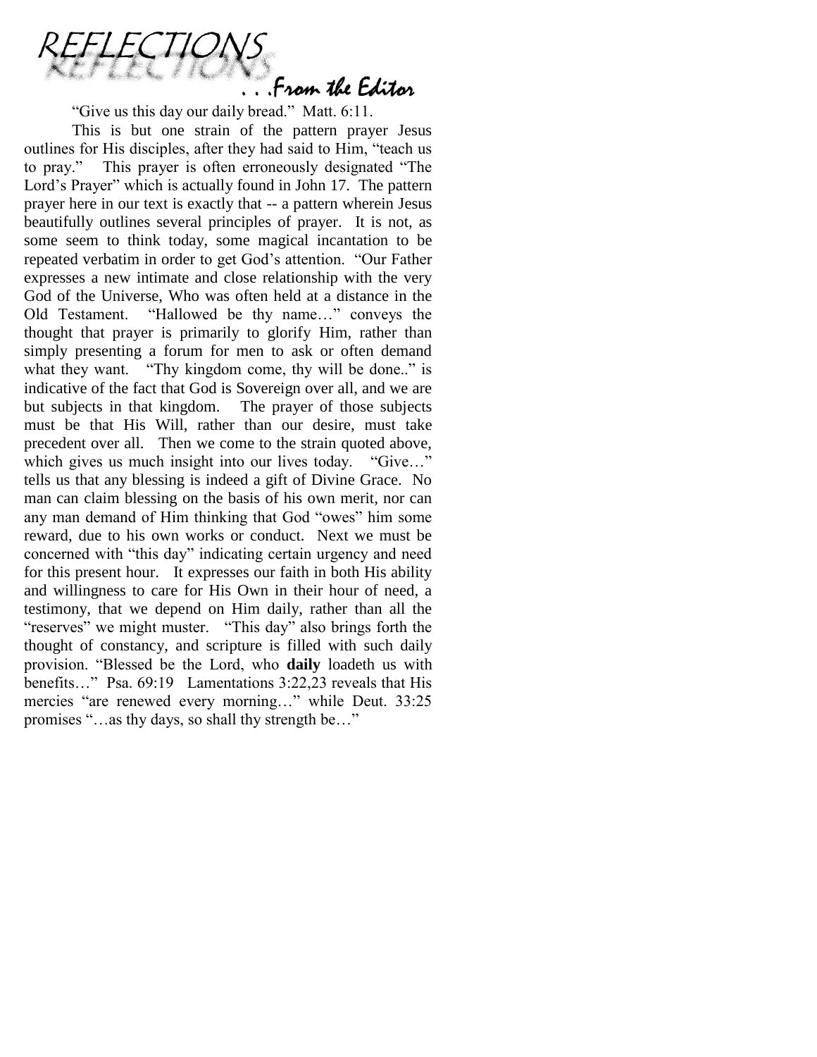# REFLECTIONS

## . . .From the Editor

"Give us this day our daily bread." Matt. 6:11.

This is but one strain of the pattern prayer Jesus outlines for His disciples, after they had said to Him, "teach us to pray." This prayer is often erroneously designated "The Lord's Prayer" which is actually found in John 17. The pattern prayer here in our text is exactly that -- a pattern wherein Jesus beautifully outlines several principles of prayer. It is not, as some seem to think today, some magical incantation to be repeated verbatim in order to get God's attention. "Our Father expresses a new intimate and close relationship with the very God of the Universe, Who was often held at a distance in the Old Testament. "Hallowed be thy name…" conveys the thought that prayer is primarily to glorify Him, rather than simply presenting a forum for men to ask or often demand what they want. "Thy kingdom come, thy will be done.." is indicative of the fact that God is Sovereign over all, and we are but subjects in that kingdom. The prayer of those subjects must be that His Will, rather than our desire, must take precedent over all. Then we come to the strain quoted above, which gives us much insight into our lives today. "Give…" tells us that any blessing is indeed a gift of Divine Grace. No man can claim blessing on the basis of his own merit, nor can any man demand of Him thinking that God "owes" him some reward, due to his own works or conduct. Next we must be concerned with "this day" indicating certain urgency and need for this present hour. It expresses our faith in both His ability and willingness to care for His Own in their hour of need, a testimony, that we depend on Him daily, rather than all the "reserves" we might muster. "This day" also brings forth the thought of constancy, and scripture is filled with such daily provision. "Blessed be the Lord, who **daily** loadeth us with benefits…" Psa. 69:19 Lamentations 3:22,23 reveals that His mercies "are renewed every morning…" while Deut. 33:25 promises "…as thy days, so shall thy strength be…"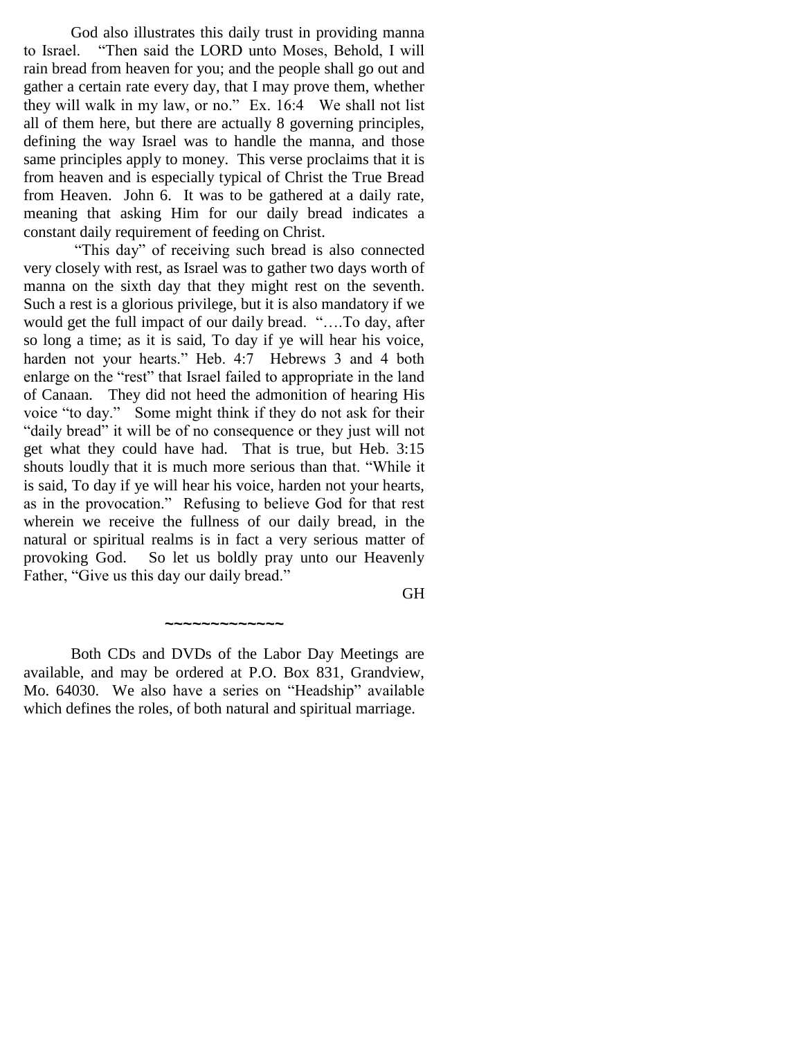God also illustrates this daily trust in providing manna to Israel. "Then said the LORD unto Moses, Behold, I will rain bread from heaven for you; and the people shall go out and gather a certain rate every day, that I may prove them, whether they will walk in my law, or no." Ex. 16:4 We shall not list all of them here, but there are actually 8 governing principles, defining the way Israel was to handle the manna, and those same principles apply to money. This verse proclaims that it is from heaven and is especially typical of Christ the True Bread from Heaven. John 6. It was to be gathered at a daily rate, meaning that asking Him for our daily bread indicates a constant daily requirement of feeding on Christ.

"This day" of receiving such bread is also connected very closely with rest, as Israel was to gather two days worth of manna on the sixth day that they might rest on the seventh. Such a rest is a glorious privilege, but it is also mandatory if we would get the full impact of our daily bread. "….To day, after so long a time; as it is said, To day if ye will hear his voice, harden not your hearts." Heb. 4:7 Hebrews 3 and 4 both enlarge on the "rest" that Israel failed to appropriate in the land of Canaan. They did not heed the admonition of hearing His voice "to day." Some might think if they do not ask for their "daily bread" it will be of no consequence or they just will not get what they could have had. That is true, but Heb. 3:15 shouts loudly that it is much more serious than that. "While it is said, To day if ye will hear his voice, harden not your hearts, as in the provocation." Refusing to believe God for that rest wherein we receive the fullness of our daily bread, in the natural or spiritual realms is in fact a very serious matter of provoking God. So let us boldly pray unto our Heavenly Father, "Give us this day our daily bread."

GH

~~~~~~~~~~~~~

Both CDs and DVDs of the Labor Day Meetings are available, and may be ordered at P.O. Box 831, Grandview, Mo. 64030. We also have a series on "Headship" available which defines the roles, of both natural and spiritual marriage.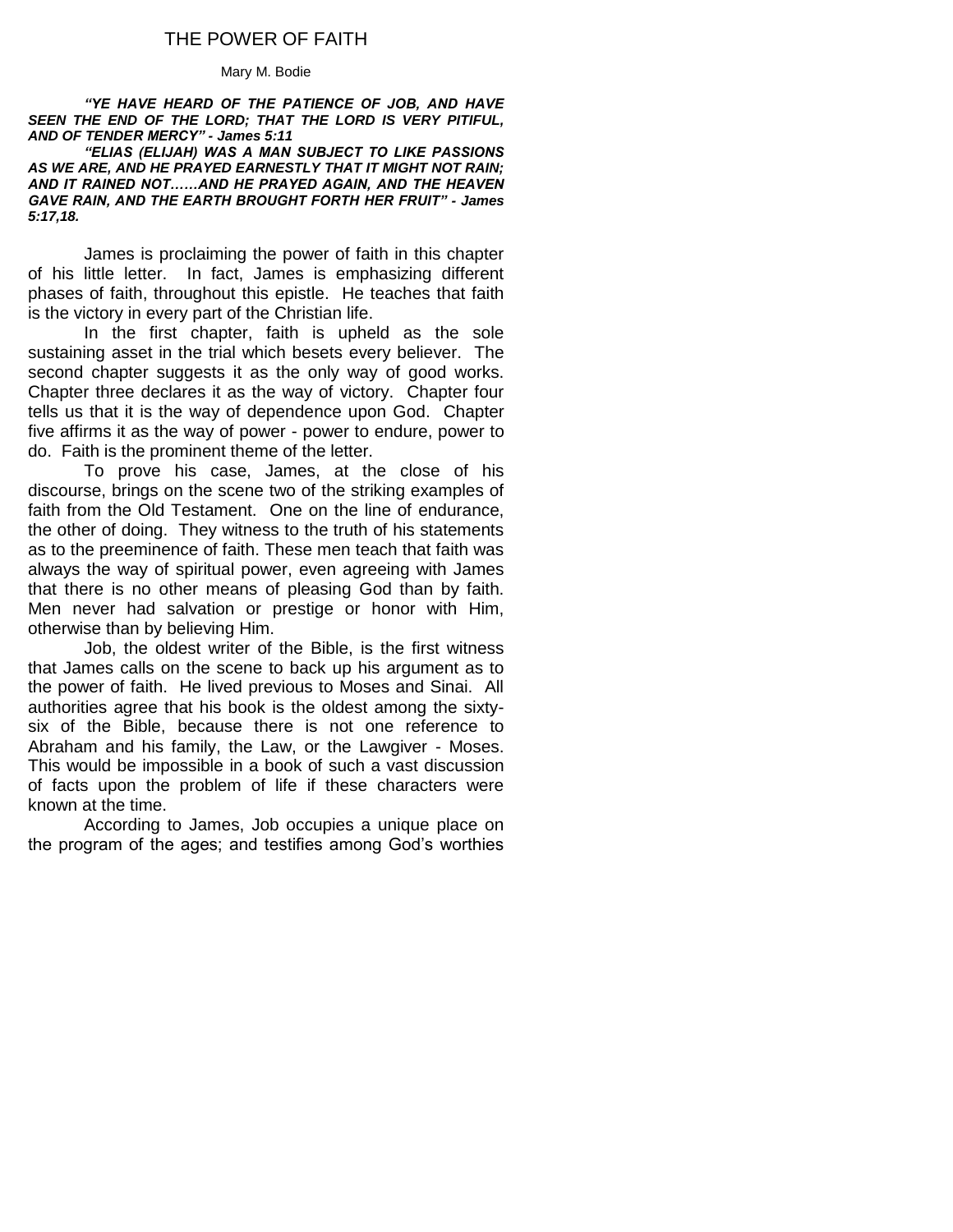# THE POWER OF FAITH

Mary M. Bodie

***"YE HAVE HEARD OF THE PATIENCE OF JOB, AND HAVE SEEN THE END OF THE LORD; THAT THE LORD IS VERY PITIFUL, AND OF TENDER MERCY" - James 5:11***

***"ELIAS (ELIJAH) WAS A MAN SUBJECT TO LIKE PASSIONS AS WE ARE, AND HE PRAYED EARNESTLY THAT IT MIGHT NOT RAIN; AND IT RAINED NOT……AND HE PRAYED AGAIN, AND THE HEAVEN GAVE RAIN, AND THE EARTH BROUGHT FORTH HER FRUIT" - James 5:17,18.***

James is proclaiming the power of faith in this chapter of his little letter. In fact, James is emphasizing different phases of faith, throughout this epistle. He teaches that faith is the victory in every part of the Christian life.

In the first chapter, faith is upheld as the sole sustaining asset in the trial which besets every believer. The second chapter suggests it as the only way of good works. Chapter three declares it as the way of victory. Chapter four tells us that it is the way of dependence upon God. Chapter five affirms it as the way of power - power to endure, power to do. Faith is the prominent theme of the letter.

To prove his case, James, at the close of his discourse, brings on the scene two of the striking examples of faith from the Old Testament. One on the line of endurance, the other of doing. They witness to the truth of his statements as to the preeminence of faith. These men teach that faith was always the way of spiritual power, even agreeing with James that there is no other means of pleasing God than by faith. Men never had salvation or prestige or honor with Him, otherwise than by believing Him.

Job, the oldest writer of the Bible, is the first witness that James calls on the scene to back up his argument as to the power of faith. He lived previous to Moses and Sinai. All authorities agree that his book is the oldest among the sixty-six of the Bible, because there is not one reference to Abraham and his family, the Law, or the Lawgiver - Moses. This would be impossible in a book of such a vast discussion of facts upon the problem of life if these characters were known at the time.

According to James, Job occupies a unique place on the program of the ages; and testifies among God's worthies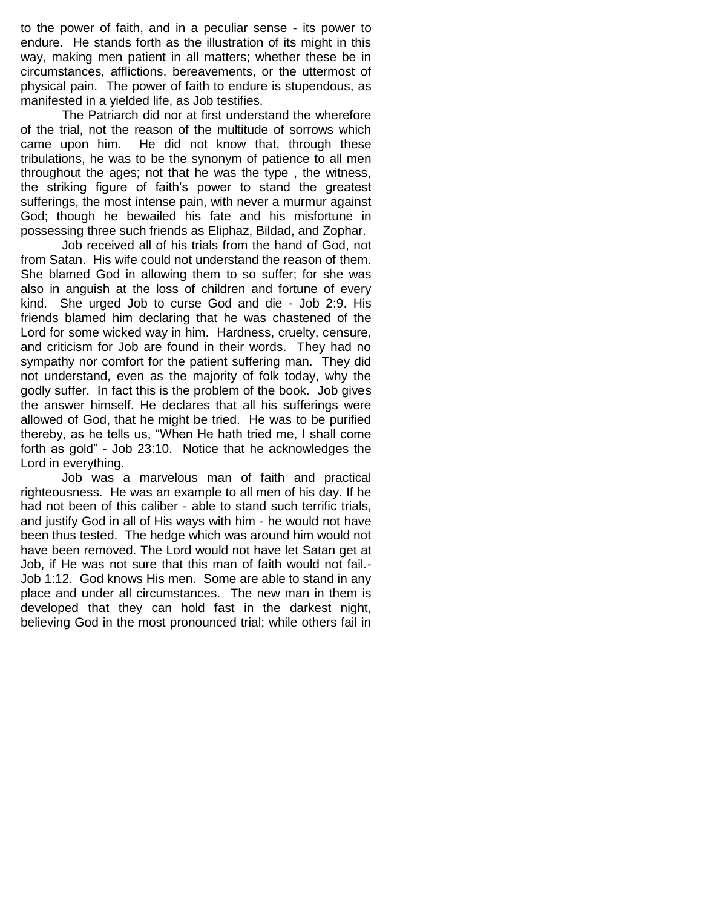to the power of faith, and in a peculiar sense - its power to endure. He stands forth as the illustration of its might in this way, making men patient in all matters; whether these be in circumstances, afflictions, bereavements, or the uttermost of physical pain. The power of faith to endure is stupendous, as manifested in a yielded life, as Job testifies.

The Patriarch did nor at first understand the wherefore of the trial, not the reason of the multitude of sorrows which came upon him. He did not know that, through these tribulations, he was to be the synonym of patience to all men throughout the ages; not that he was the type , the witness, the striking figure of faith's power to stand the greatest sufferings, the most intense pain, with never a murmur against God; though he bewailed his fate and his misfortune in possessing three such friends as Eliphaz, Bildad, and Zophar.

Job received all of his trials from the hand of God, not from Satan. His wife could not understand the reason of them. She blamed God in allowing them to so suffer; for she was also in anguish at the loss of children and fortune of every kind. She urged Job to curse God and die - Job 2:9. His friends blamed him declaring that he was chastened of the Lord for some wicked way in him. Hardness, cruelty, censure, and criticism for Job are found in their words. They had no sympathy nor comfort for the patient suffering man. They did not understand, even as the majority of folk today, why the godly suffer. In fact this is the problem of the book. Job gives the answer himself. He declares that all his sufferings were allowed of God, that he might be tried. He was to be purified thereby, as he tells us, "When He hath tried me, I shall come forth as gold" - Job 23:10. Notice that he acknowledges the Lord in everything.

Job was a marvelous man of faith and practical righteousness. He was an example to all men of his day. If he had not been of this caliber - able to stand such terrific trials, and justify God in all of His ways with him - he would not have been thus tested. The hedge which was around him would not have been removed. The Lord would not have let Satan get at Job, if He was not sure that this man of faith would not fail.- Job 1:12. God knows His men. Some are able to stand in any place and under all circumstances. The new man in them is developed that they can hold fast in the darkest night, believing God in the most pronounced trial; while others fail in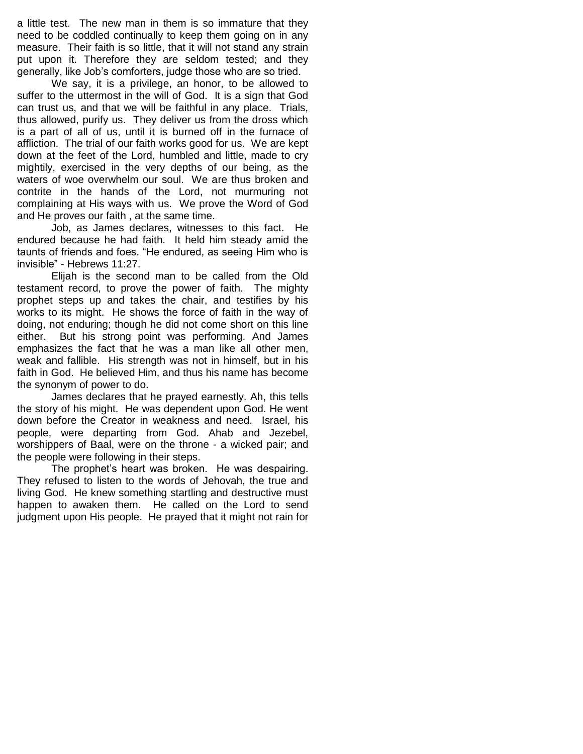a little test. The new man in them is so immature that they need to be coddled continually to keep them going on in any measure. Their faith is so little, that it will not stand any strain put upon it. Therefore they are seldom tested; and they generally, like Job's comforters, judge those who are so tried.

We say, it is a privilege, an honor, to be allowed to suffer to the uttermost in the will of God. It is a sign that God can trust us, and that we will be faithful in any place. Trials, thus allowed, purify us. They deliver us from the dross which is a part of all of us, until it is burned off in the furnace of affliction. The trial of our faith works good for us. We are kept down at the feet of the Lord, humbled and little, made to cry mightily, exercised in the very depths of our being, as the waters of woe overwhelm our soul. We are thus broken and contrite in the hands of the Lord, not murmuring not complaining at His ways with us. We prove the Word of God and He proves our faith , at the same time.

Job, as James declares, witnesses to this fact. He endured because he had faith. It held him steady amid the taunts of friends and foes. "He endured, as seeing Him who is invisible" - Hebrews 11:27.

Elijah is the second man to be called from the Old testament record, to prove the power of faith. The mighty prophet steps up and takes the chair, and testifies by his works to its might. He shows the force of faith in the way of doing, not enduring; though he did not come short on this line either. But his strong point was performing. And James emphasizes the fact that he was a man like all other men, weak and fallible. His strength was not in himself, but in his faith in God. He believed Him, and thus his name has become the synonym of power to do.

James declares that he prayed earnestly. Ah, this tells the story of his might. He was dependent upon God. He went down before the Creator in weakness and need. Israel, his people, were departing from God. Ahab and Jezebel, worshippers of Baal, were on the throne - a wicked pair; and the people were following in their steps.

The prophet's heart was broken. He was despairing. They refused to listen to the words of Jehovah, the true and living God. He knew something startling and destructive must happen to awaken them. He called on the Lord to send judgment upon His people. He prayed that it might not rain for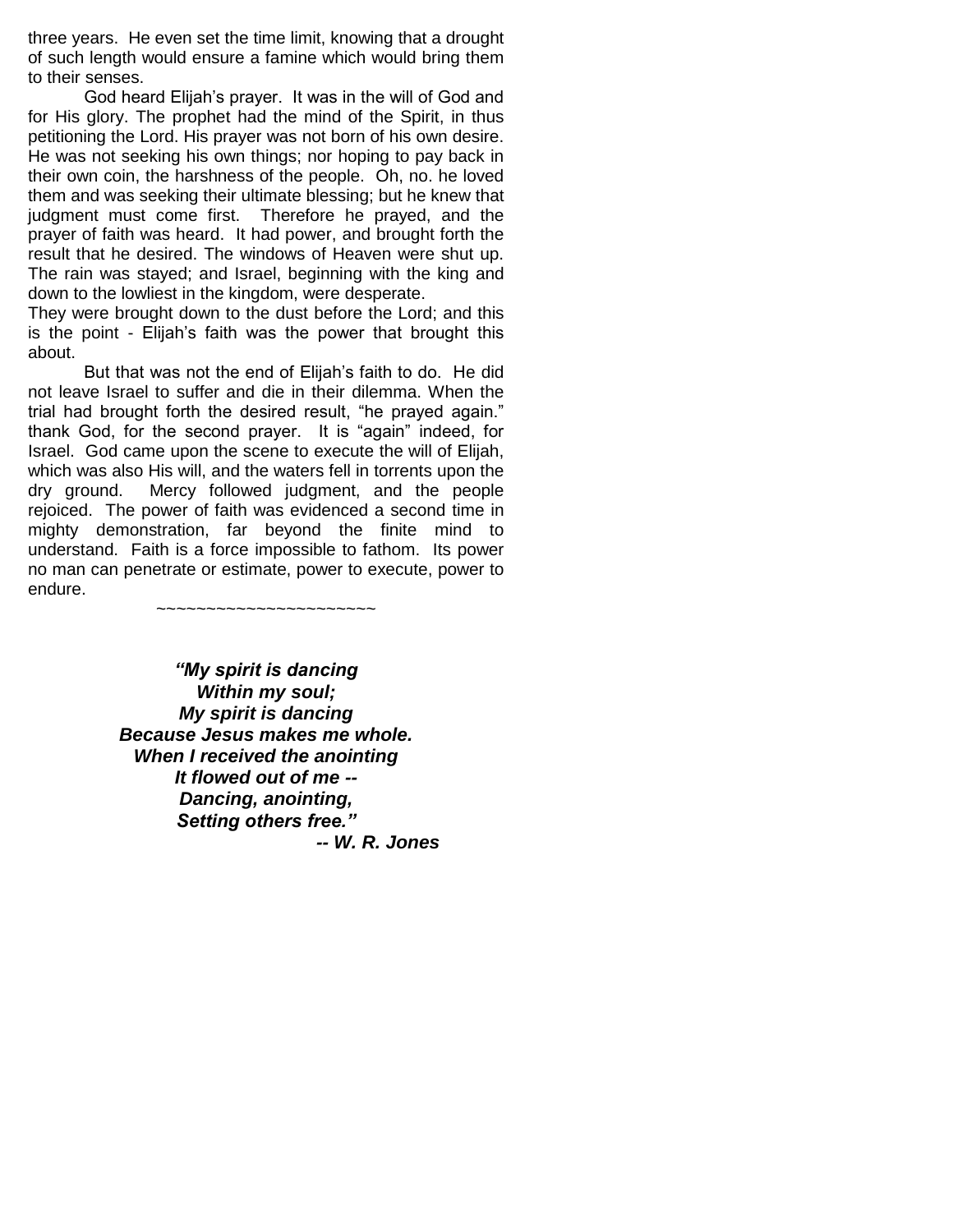three years. He even set the time limit, knowing that a drought of such length would ensure a famine which would bring them to their senses.

God heard Elijah's prayer. It was in the will of God and for His glory. The prophet had the mind of the Spirit, in thus petitioning the Lord. His prayer was not born of his own desire. He was not seeking his own things; nor hoping to pay back in their own coin, the harshness of the people. Oh, no. he loved them and was seeking their ultimate blessing; but he knew that judgment must come first. Therefore he prayed, and the prayer of faith was heard. It had power, and brought forth the result that he desired. The windows of Heaven were shut up. The rain was stayed; and Israel, beginning with the king and down to the lowliest in the kingdom, were desperate.

They were brought down to the dust before the Lord; and this is the point - Elijah's faith was the power that brought this about.

But that was not the end of Elijah's faith to do. He did not leave Israel to suffer and die in their dilemma. When the trial had brought forth the desired result, "he prayed again." thank God, for the second prayer. It is "again" indeed, for Israel. God came upon the scene to execute the will of Elijah, which was also His will, and the waters fell in torrents upon the dry ground. Mercy followed judgment, and the people rejoiced. The power of faith was evidenced a second time in mighty demonstration, far beyond the finite mind to understand. Faith is a force impossible to fathom. Its power no man can penetrate or estimate, power to execute, power to endure.

~~~~~~~~~~~~~~~~~~~~~~

***"My spirit is dancing***
***Within my soul;***
***My spirit is dancing***
***Because Jesus makes me whole.***
***When I received the anointing***
***It flowed out of me --***
***Dancing, anointing,***
***Setting others free."***

***-- W. R. Jones***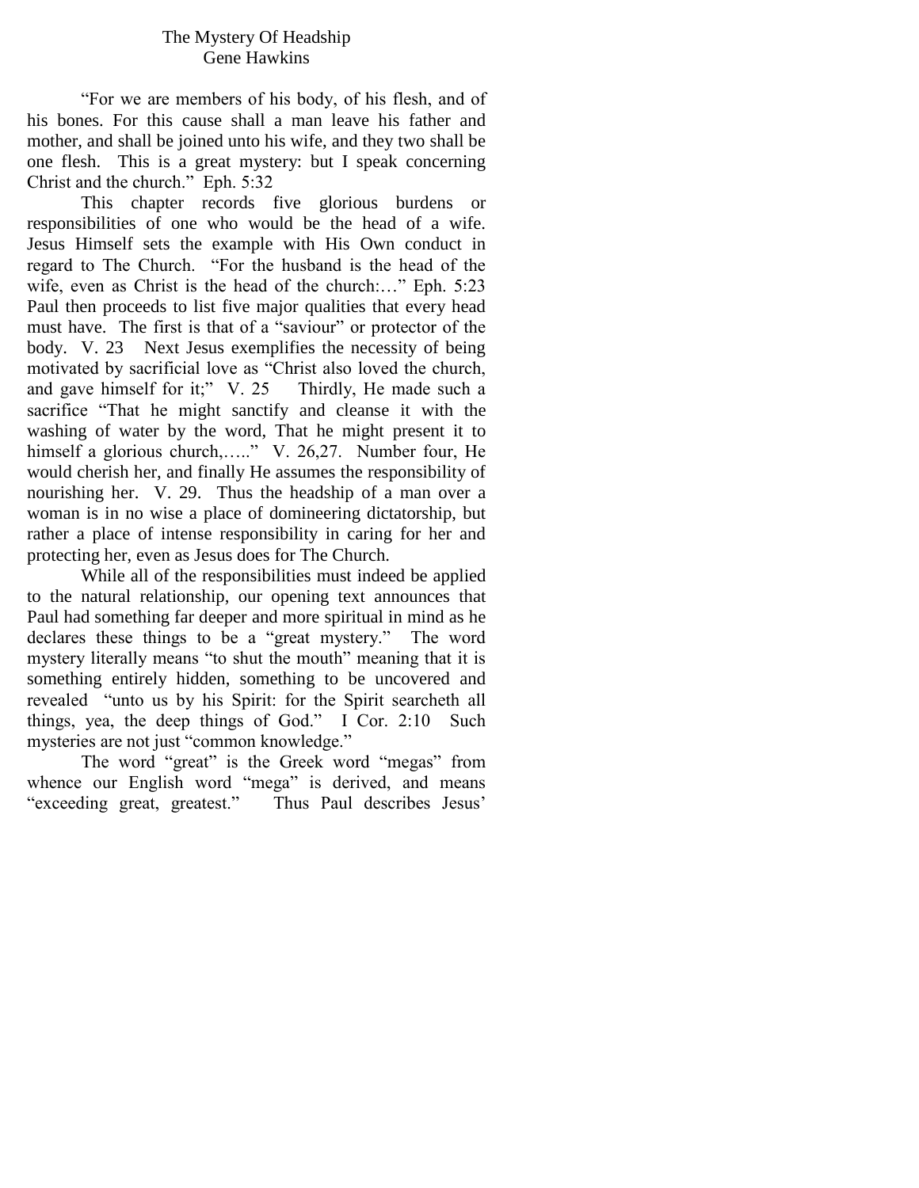# The Mystery Of Headship

Gene Hawkins

"For we are members of his body, of his flesh, and of his bones. For this cause shall a man leave his father and mother, and shall be joined unto his wife, and they two shall be one flesh. This is a great mystery: but I speak concerning Christ and the church." Eph. 5:32

This chapter records five glorious burdens or responsibilities of one who would be the head of a wife. Jesus Himself sets the example with His Own conduct in regard to The Church. "For the husband is the head of the wife, even as Christ is the head of the church:…" Eph. 5:23 Paul then proceeds to list five major qualities that every head must have. The first is that of a "saviour" or protector of the body. V. 23 Next Jesus exemplifies the necessity of being motivated by sacrificial love as "Christ also loved the church, and gave himself for it;" V. 25 Thirdly, He made such a sacrifice "That he might sanctify and cleanse it with the washing of water by the word, That he might present it to himself a glorious church,….." V. 26,27. Number four, He would cherish her, and finally He assumes the responsibility of nourishing her. V. 29. Thus the headship of a man over a woman is in no wise a place of domineering dictatorship, but rather a place of intense responsibility in caring for her and protecting her, even as Jesus does for The Church.

While all of the responsibilities must indeed be applied to the natural relationship, our opening text announces that Paul had something far deeper and more spiritual in mind as he declares these things to be a "great mystery." The word mystery literally means "to shut the mouth" meaning that it is something entirely hidden, something to be uncovered and revealed "unto us by his Spirit: for the Spirit searcheth all things, yea, the deep things of God." I Cor. 2:10 Such mysteries are not just "common knowledge."

The word "great" is the Greek word "megas" from whence our English word "mega" is derived, and means "exceeding great, greatest." Thus Paul describes Jesus'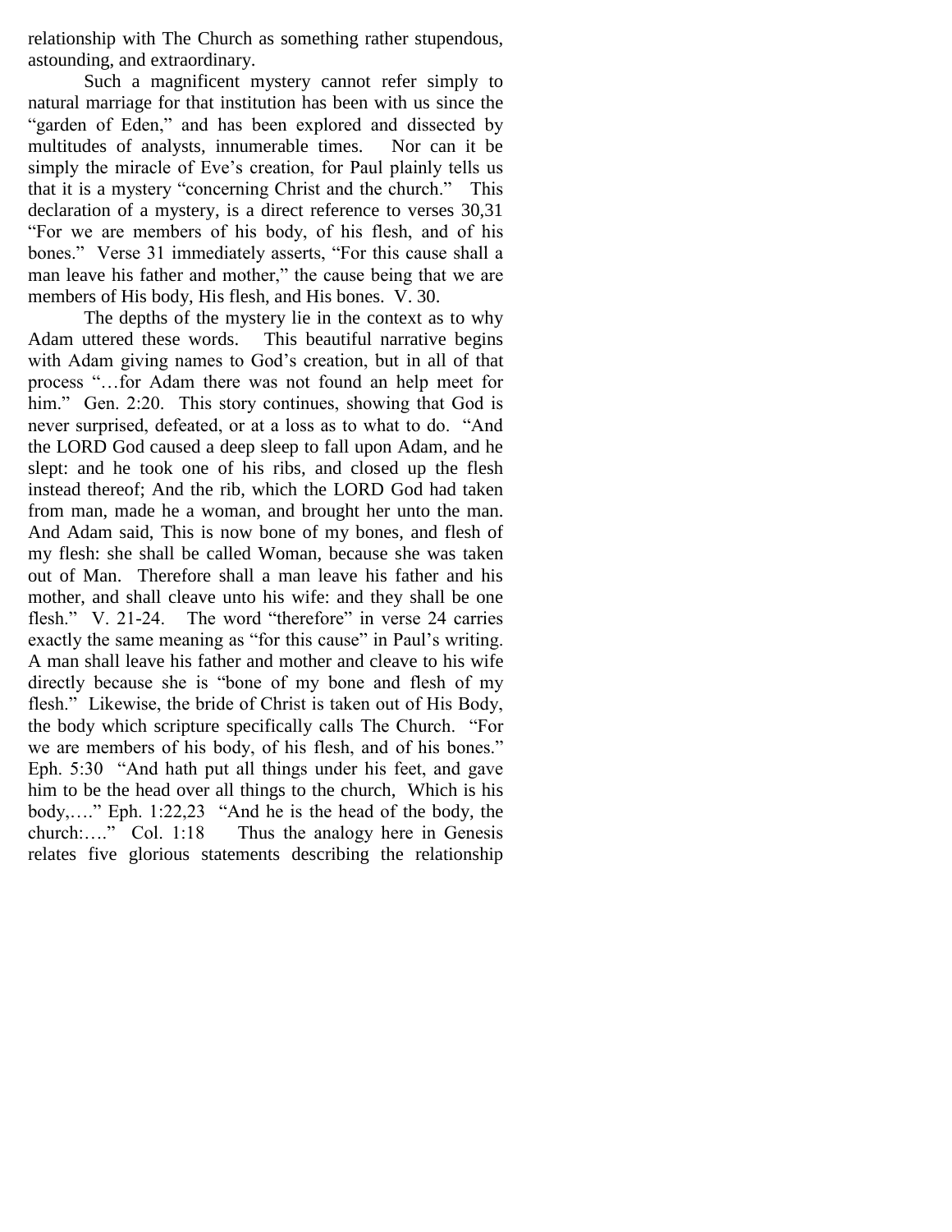relationship with The Church as something rather stupendous, astounding, and extraordinary.

Such a magnificent mystery cannot refer simply to natural marriage for that institution has been with us since the "garden of Eden," and has been explored and dissected by multitudes of analysts, innumerable times. Nor can it be simply the miracle of Eve's creation, for Paul plainly tells us that it is a mystery "concerning Christ and the church." This declaration of a mystery, is a direct reference to verses 30,31 "For we are members of his body, of his flesh, and of his bones." Verse 31 immediately asserts, "For this cause shall a man leave his father and mother," the cause being that we are members of His body, His flesh, and His bones. V. 30.

The depths of the mystery lie in the context as to why Adam uttered these words. This beautiful narrative begins with Adam giving names to God's creation, but in all of that process "…for Adam there was not found an help meet for him." Gen. 2:20. This story continues, showing that God is never surprised, defeated, or at a loss as to what to do. "And the LORD God caused a deep sleep to fall upon Adam, and he slept: and he took one of his ribs, and closed up the flesh instead thereof; And the rib, which the LORD God had taken from man, made he a woman, and brought her unto the man. And Adam said, This is now bone of my bones, and flesh of my flesh: she shall be called Woman, because she was taken out of Man. Therefore shall a man leave his father and his mother, and shall cleave unto his wife: and they shall be one flesh." V. 21-24. The word "therefore" in verse 24 carries exactly the same meaning as "for this cause" in Paul's writing. A man shall leave his father and mother and cleave to his wife directly because she is "bone of my bone and flesh of my flesh." Likewise, the bride of Christ is taken out of His Body, the body which scripture specifically calls The Church. "For we are members of his body, of his flesh, and of his bones." Eph. 5:30 "And hath put all things under his feet, and gave him to be the head over all things to the church, Which is his body,…." Eph. 1:22,23 "And he is the head of the body, the church:…." Col. 1:18 Thus the analogy here in Genesis relates five glorious statements describing the relationship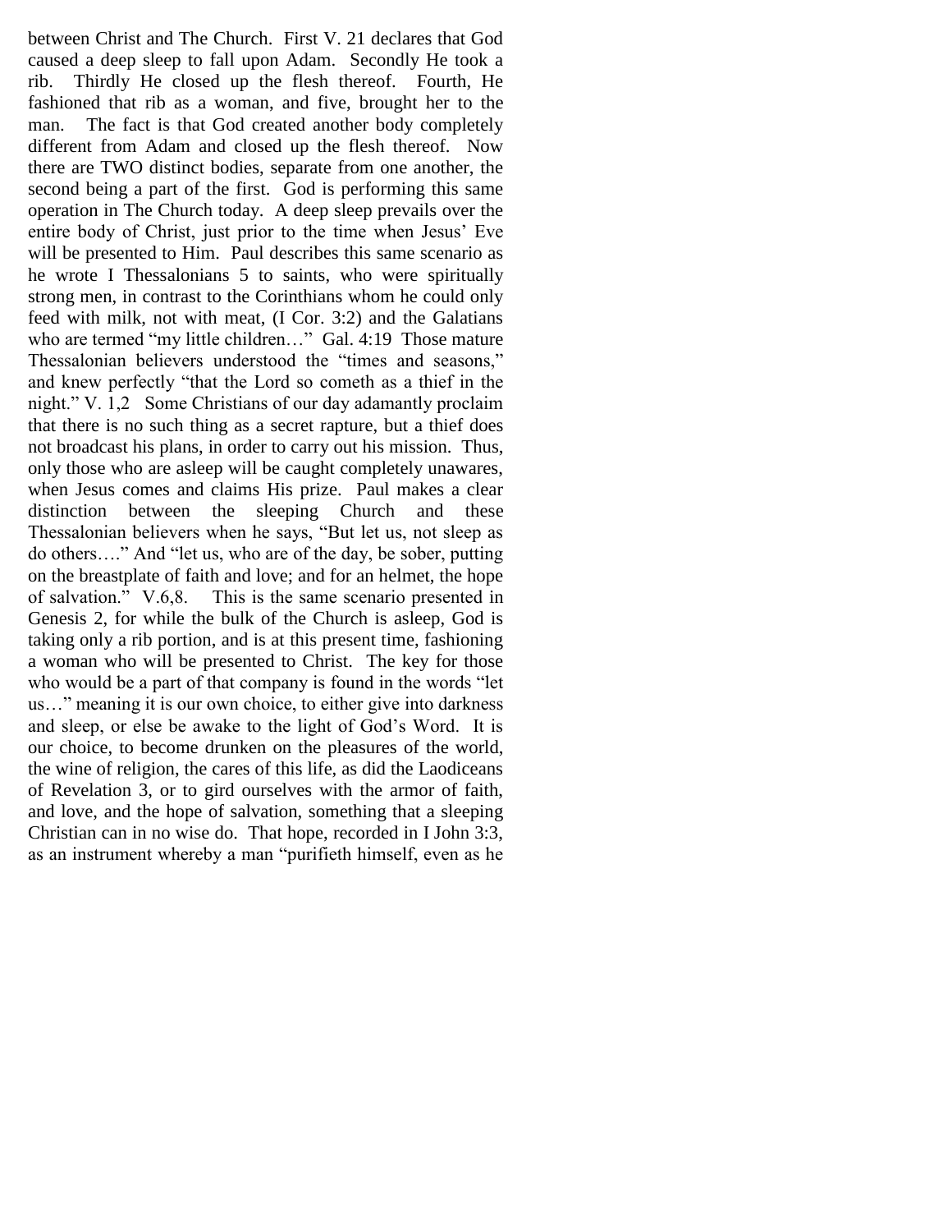between Christ and The Church. First V. 21 declares that God caused a deep sleep to fall upon Adam. Secondly He took a rib. Thirdly He closed up the flesh thereof. Fourth, He fashioned that rib as a woman, and five, brought her to the man. The fact is that God created another body completely different from Adam and closed up the flesh thereof. Now there are TWO distinct bodies, separate from one another, the second being a part of the first. God is performing this same operation in The Church today. A deep sleep prevails over the entire body of Christ, just prior to the time when Jesus' Eve will be presented to Him. Paul describes this same scenario as he wrote I Thessalonians 5 to saints, who were spiritually strong men, in contrast to the Corinthians whom he could only feed with milk, not with meat, (I Cor. 3:2) and the Galatians who are termed "my little children…" Gal. 4:19 Those mature Thessalonian believers understood the "times and seasons," and knew perfectly "that the Lord so cometh as a thief in the night." V. 1,2 Some Christians of our day adamantly proclaim that there is no such thing as a secret rapture, but a thief does not broadcast his plans, in order to carry out his mission. Thus, only those who are asleep will be caught completely unawares, when Jesus comes and claims His prize. Paul makes a clear distinction between the sleeping Church and these Thessalonian believers when he says, "But let us, not sleep as do others…." And "let us, who are of the day, be sober, putting on the breastplate of faith and love; and for an helmet, the hope of salvation." V.6,8. This is the same scenario presented in Genesis 2, for while the bulk of the Church is asleep, God is taking only a rib portion, and is at this present time, fashioning a woman who will be presented to Christ. The key for those who would be a part of that company is found in the words "let us…" meaning it is our own choice, to either give into darkness and sleep, or else be awake to the light of God's Word. It is our choice, to become drunken on the pleasures of the world, the wine of religion, the cares of this life, as did the Laodiceans of Revelation 3, or to gird ourselves with the armor of faith, and love, and the hope of salvation, something that a sleeping Christian can in no wise do. That hope, recorded in I John 3:3, as an instrument whereby a man "purifieth himself, even as he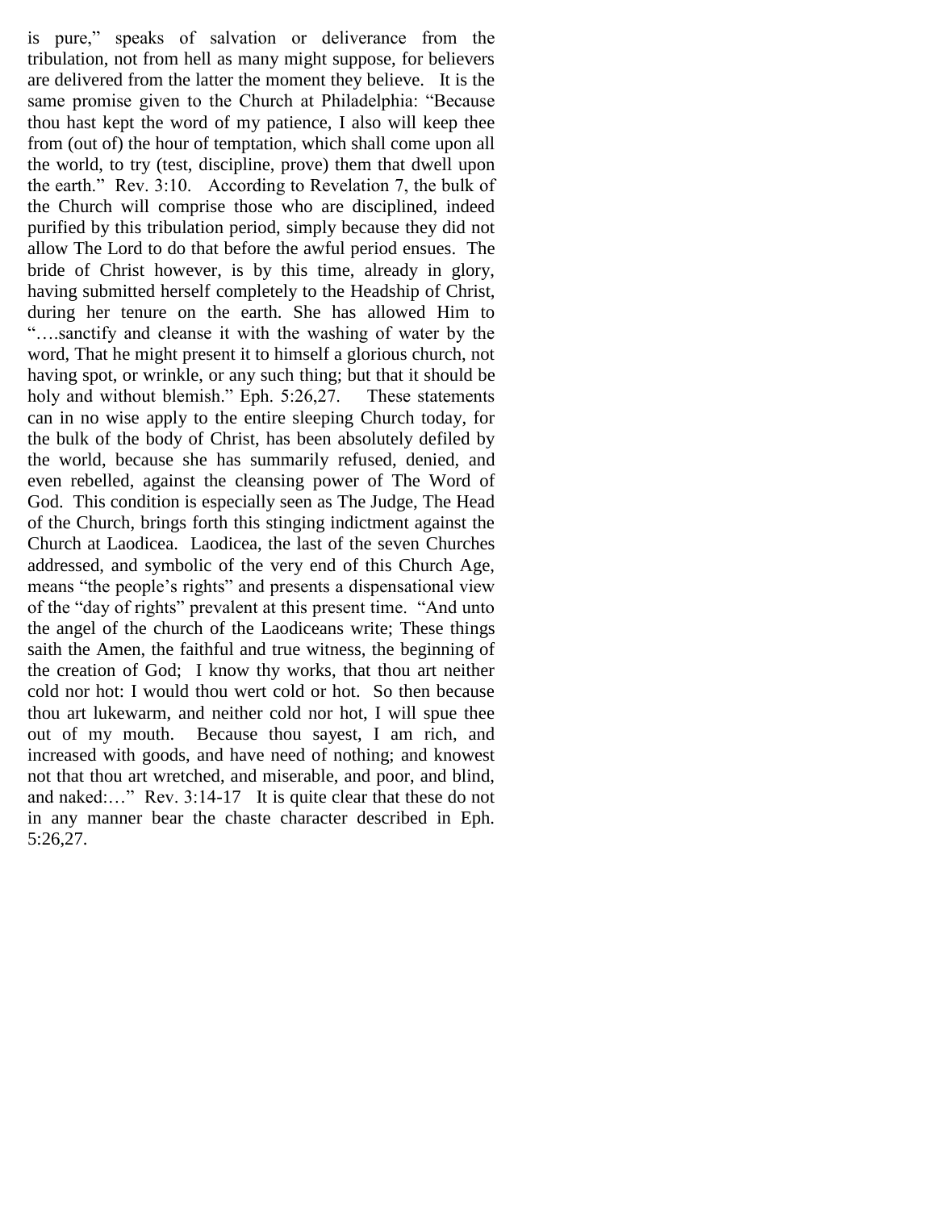is pure," speaks of salvation or deliverance from the tribulation, not from hell as many might suppose, for believers are delivered from the latter the moment they believe. It is the same promise given to the Church at Philadelphia: "Because thou hast kept the word of my patience, I also will keep thee from (out of) the hour of temptation, which shall come upon all the world, to try (test, discipline, prove) them that dwell upon the earth." Rev. 3:10. According to Revelation 7, the bulk of the Church will comprise those who are disciplined, indeed purified by this tribulation period, simply because they did not allow The Lord to do that before the awful period ensues. The bride of Christ however, is by this time, already in glory, having submitted herself completely to the Headship of Christ, during her tenure on the earth. She has allowed Him to "….sanctify and cleanse it with the washing of water by the word, That he might present it to himself a glorious church, not having spot, or wrinkle, or any such thing; but that it should be holy and without blemish." Eph. 5:26,27. These statements can in no wise apply to the entire sleeping Church today, for the bulk of the body of Christ, has been absolutely defiled by the world, because she has summarily refused, denied, and even rebelled, against the cleansing power of The Word of God. This condition is especially seen as The Judge, The Head of the Church, brings forth this stinging indictment against the Church at Laodicea. Laodicea, the last of the seven Churches addressed, and symbolic of the very end of this Church Age, means "the people's rights" and presents a dispensational view of the "day of rights" prevalent at this present time. "And unto the angel of the church of the Laodiceans write; These things saith the Amen, the faithful and true witness, the beginning of the creation of God; I know thy works, that thou art neither cold nor hot: I would thou wert cold or hot. So then because thou art lukewarm, and neither cold nor hot, I will spue thee out of my mouth. Because thou sayest, I am rich, and increased with goods, and have need of nothing; and knowest not that thou art wretched, and miserable, and poor, and blind, and naked:…" Rev. 3:14-17 It is quite clear that these do not in any manner bear the chaste character described in Eph. 5:26,27.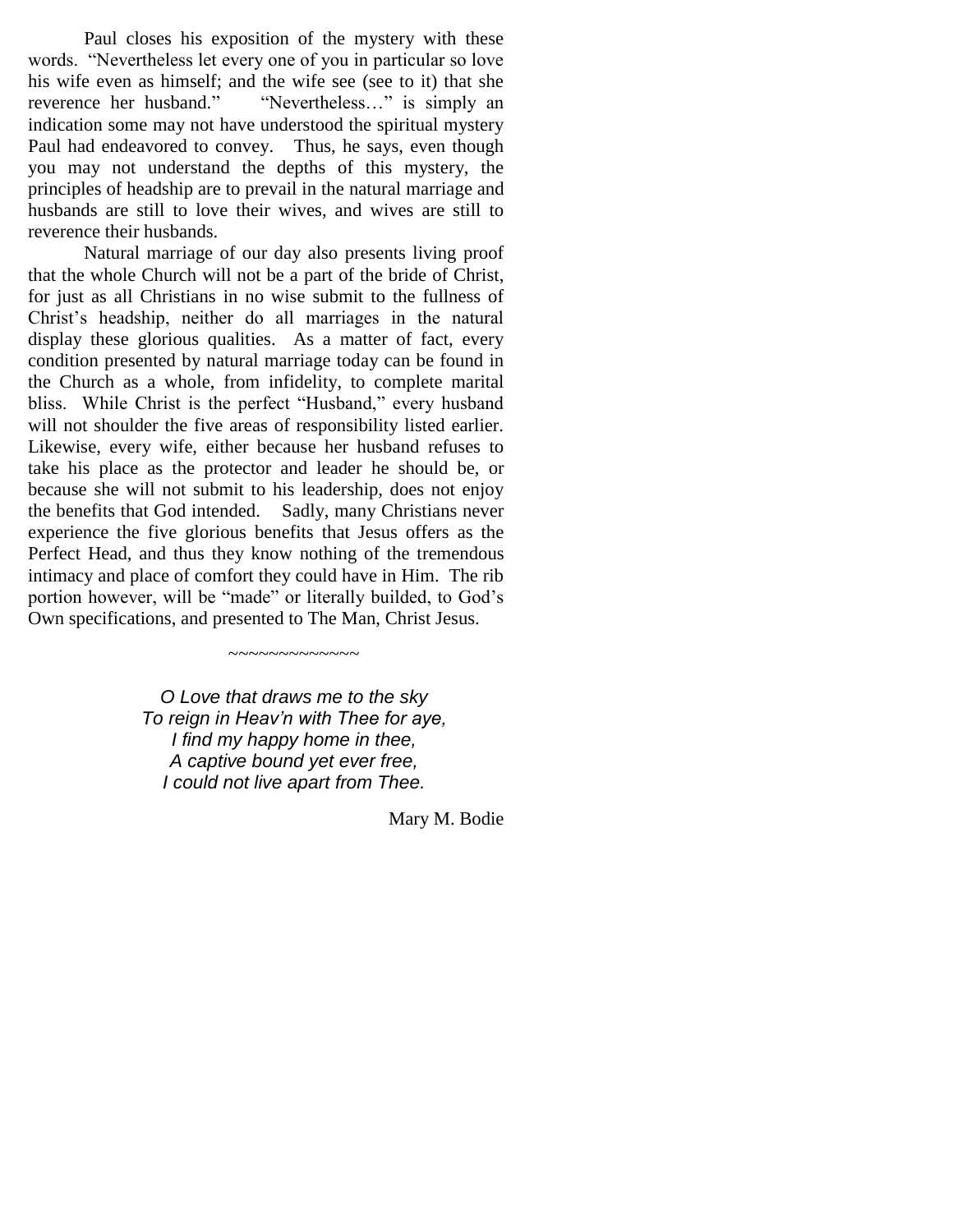Paul closes his exposition of the mystery with these words. "Nevertheless let every one of you in particular so love his wife even as himself; and the wife see (see to it) that she reverence her husband." "Nevertheless…" is simply an indication some may not have understood the spiritual mystery Paul had endeavored to convey. Thus, he says, even though you may not understand the depths of this mystery, the principles of headship are to prevail in the natural marriage and husbands are still to love their wives, and wives are still to reverence their husbands.

Natural marriage of our day also presents living proof that the whole Church will not be a part of the bride of Christ, for just as all Christians in no wise submit to the fullness of Christ's headship, neither do all marriages in the natural display these glorious qualities. As a matter of fact, every condition presented by natural marriage today can be found in the Church as a whole, from infidelity, to complete marital bliss. While Christ is the perfect "Husband," every husband will not shoulder the five areas of responsibility listed earlier. Likewise, every wife, either because her husband refuses to take his place as the protector and leader he should be, or because she will not submit to his leadership, does not enjoy the benefits that God intended. Sadly, many Christians never experience the five glorious benefits that Jesus offers as the Perfect Head, and thus they know nothing of the tremendous intimacy and place of comfort they could have in Him. The rib portion however, will be "made" or literally builded, to God's Own specifications, and presented to The Man, Christ Jesus.

~~~~~~~~~~~~~

*O Love that draws me to the sky*
*To reign in Heav'n with Thee for aye,*
*I find my happy home in thee,*
*A captive bound yet ever free,*
*I could not live apart from Thee.*

Mary M. Bodie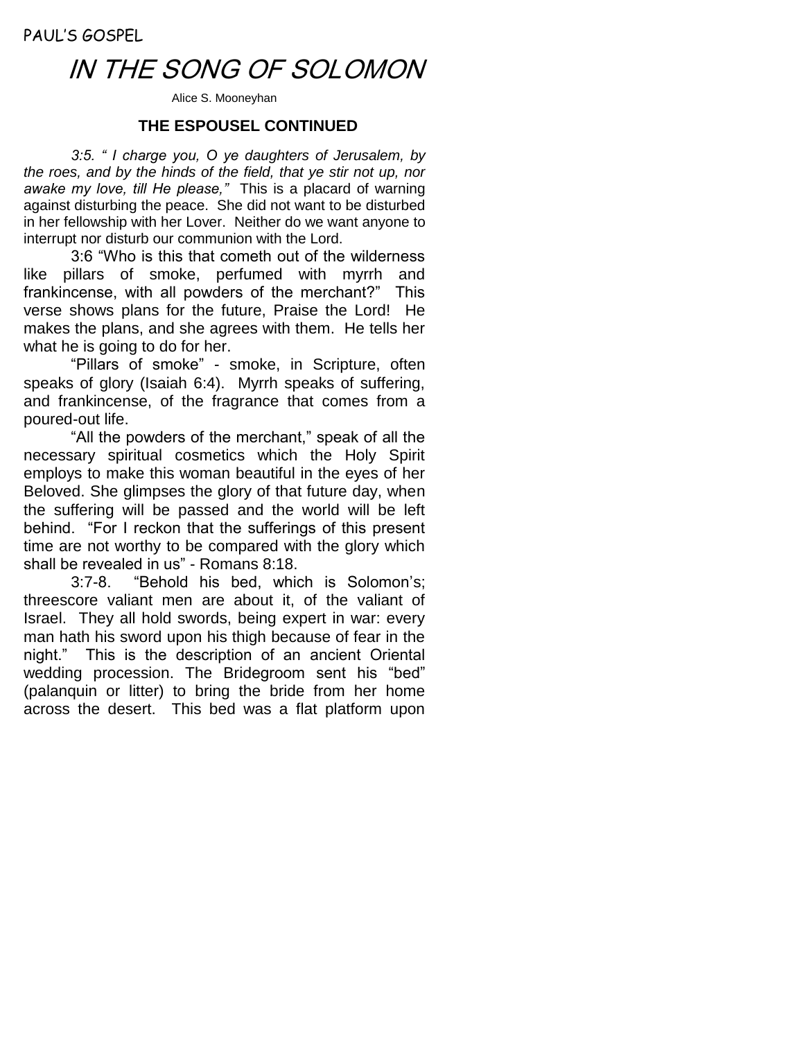PAUL'S GOSPEL

# IN THE SONG OF SOLOMON

Alice S. Mooneyhan

### THE ESPOUSEL CONTINUED

*3:5. " I charge you, O ye daughters of Jerusalem, by the roes, and by the hinds of the field, that ye stir not up, nor awake my love, till He please,"* This is a placard of warning against disturbing the peace. She did not want to be disturbed in her fellowship with her Lover. Neither do we want anyone to interrupt nor disturb our communion with the Lord.

3:6 "Who is this that cometh out of the wilderness like pillars of smoke, perfumed with myrrh and frankincense, with all powders of the merchant?" This verse shows plans for the future, Praise the Lord! He makes the plans, and she agrees with them. He tells her what he is going to do for her.

"Pillars of smoke" - smoke, in Scripture, often speaks of glory (Isaiah 6:4). Myrrh speaks of suffering, and frankincense, of the fragrance that comes from a poured-out life.

"All the powders of the merchant," speak of all the necessary spiritual cosmetics which the Holy Spirit employs to make this woman beautiful in the eyes of her Beloved. She glimpses the glory of that future day, when the suffering will be passed and the world will be left behind. "For I reckon that the sufferings of this present time are not worthy to be compared with the glory which shall be revealed in us" - Romans 8:18.

3:7-8. "Behold his bed, which is Solomon's; threescore valiant men are about it, of the valiant of Israel. They all hold swords, being expert in war: every man hath his sword upon his thigh because of fear in the night." This is the description of an ancient Oriental wedding procession. The Bridegroom sent his "bed" (palanquin or litter) to bring the bride from her home across the desert. This bed was a flat platform upon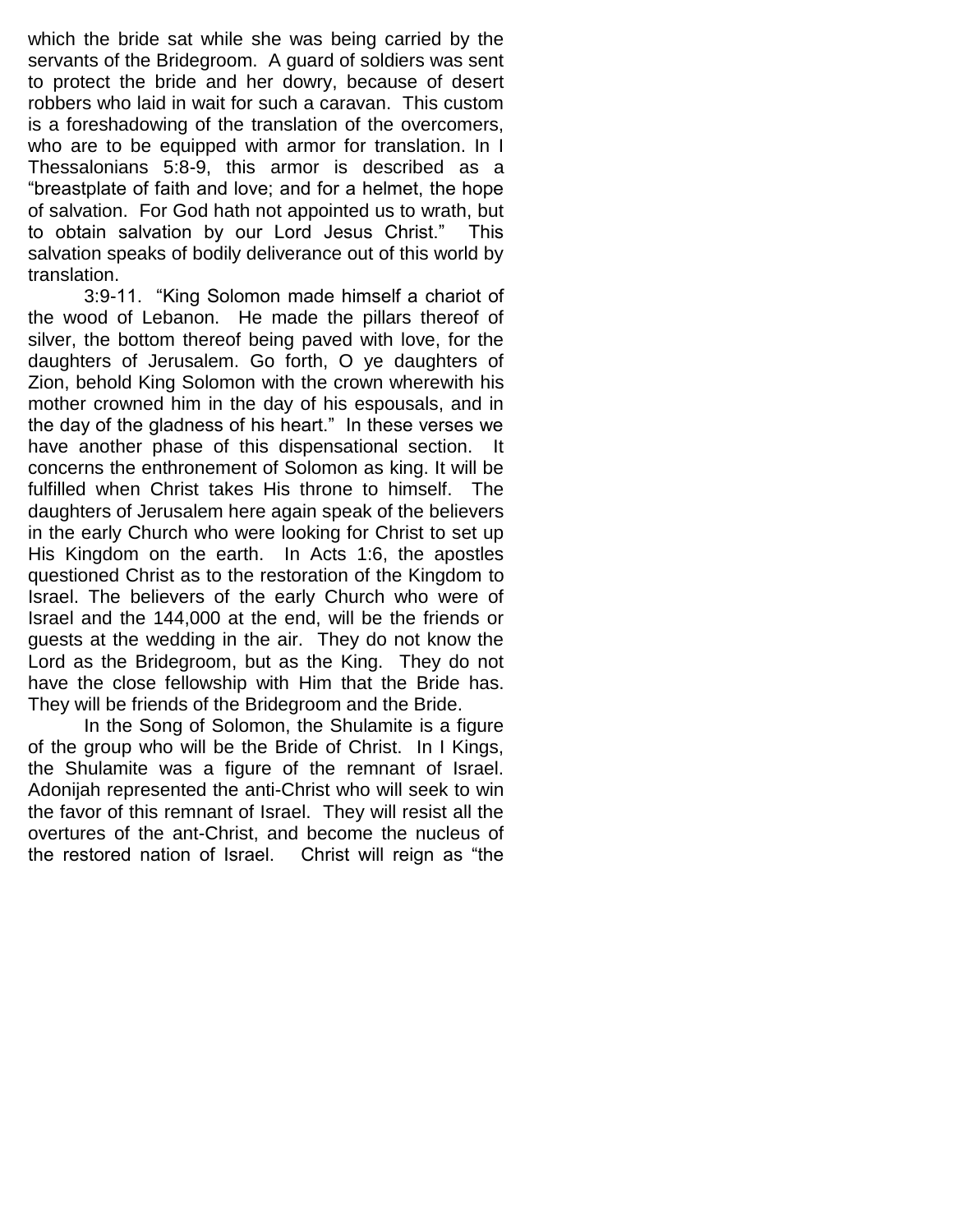which the bride sat while she was being carried by the servants of the Bridegroom. A guard of soldiers was sent to protect the bride and her dowry, because of desert robbers who laid in wait for such a caravan. This custom is a foreshadowing of the translation of the overcomers, who are to be equipped with armor for translation. In I Thessalonians 5:8-9, this armor is described as a "breastplate of faith and love; and for a helmet, the hope of salvation. For God hath not appointed us to wrath, but to obtain salvation by our Lord Jesus Christ." This salvation speaks of bodily deliverance out of this world by translation.

3:9-11. "King Solomon made himself a chariot of the wood of Lebanon. He made the pillars thereof of silver, the bottom thereof being paved with love, for the daughters of Jerusalem. Go forth, O ye daughters of Zion, behold King Solomon with the crown wherewith his mother crowned him in the day of his espousals, and in the day of the gladness of his heart." In these verses we have another phase of this dispensational section. It concerns the enthronement of Solomon as king. It will be fulfilled when Christ takes His throne to himself. The daughters of Jerusalem here again speak of the believers in the early Church who were looking for Christ to set up His Kingdom on the earth. In Acts 1:6, the apostles questioned Christ as to the restoration of the Kingdom to Israel. The believers of the early Church who were of Israel and the 144,000 at the end, will be the friends or guests at the wedding in the air. They do not know the Lord as the Bridegroom, but as the King. They do not have the close fellowship with Him that the Bride has. They will be friends of the Bridegroom and the Bride.

In the Song of Solomon, the Shulamite is a figure of the group who will be the Bride of Christ. In I Kings, the Shulamite was a figure of the remnant of Israel. Adonijah represented the anti-Christ who will seek to win the favor of this remnant of Israel. They will resist all the overtures of the ant-Christ, and become the nucleus of the restored nation of Israel. Christ will reign as "the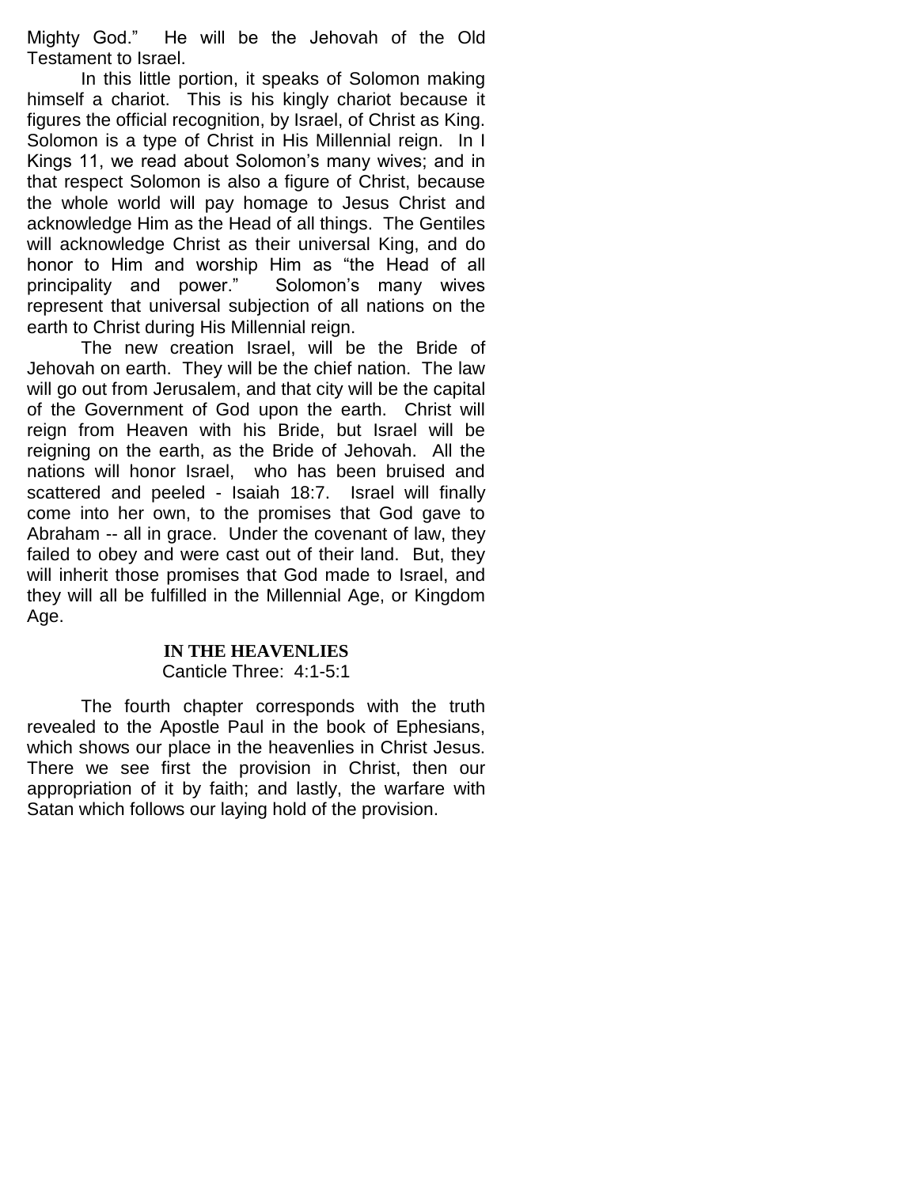Mighty God." He will be the Jehovah of the Old Testament to Israel.

In this little portion, it speaks of Solomon making himself a chariot. This is his kingly chariot because it figures the official recognition, by Israel, of Christ as King. Solomon is a type of Christ in His Millennial reign. In I Kings 11, we read about Solomon's many wives; and in that respect Solomon is also a figure of Christ, because the whole world will pay homage to Jesus Christ and acknowledge Him as the Head of all things. The Gentiles will acknowledge Christ as their universal King, and do honor to Him and worship Him as "the Head of all principality and power." Solomon's many wives represent that universal subjection of all nations on the earth to Christ during His Millennial reign.

The new creation Israel, will be the Bride of Jehovah on earth. They will be the chief nation. The law will go out from Jerusalem, and that city will be the capital of the Government of God upon the earth. Christ will reign from Heaven with his Bride, but Israel will be reigning on the earth, as the Bride of Jehovah. All the nations will honor Israel, who has been bruised and scattered and peeled - Isaiah 18:7. Israel will finally come into her own, to the promises that God gave to Abraham -- all in grace. Under the covenant of law, they failed to obey and were cast out of their land. But, they will inherit those promises that God made to Israel, and they will all be fulfilled in the Millennial Age, or Kingdom Age.

## IN THE HEAVENLIES

Canticle Three: 4:1-5:1

The fourth chapter corresponds with the truth revealed to the Apostle Paul in the book of Ephesians, which shows our place in the heavenlies in Christ Jesus. There we see first the provision in Christ, then our appropriation of it by faith; and lastly, the warfare with Satan which follows our laying hold of the provision.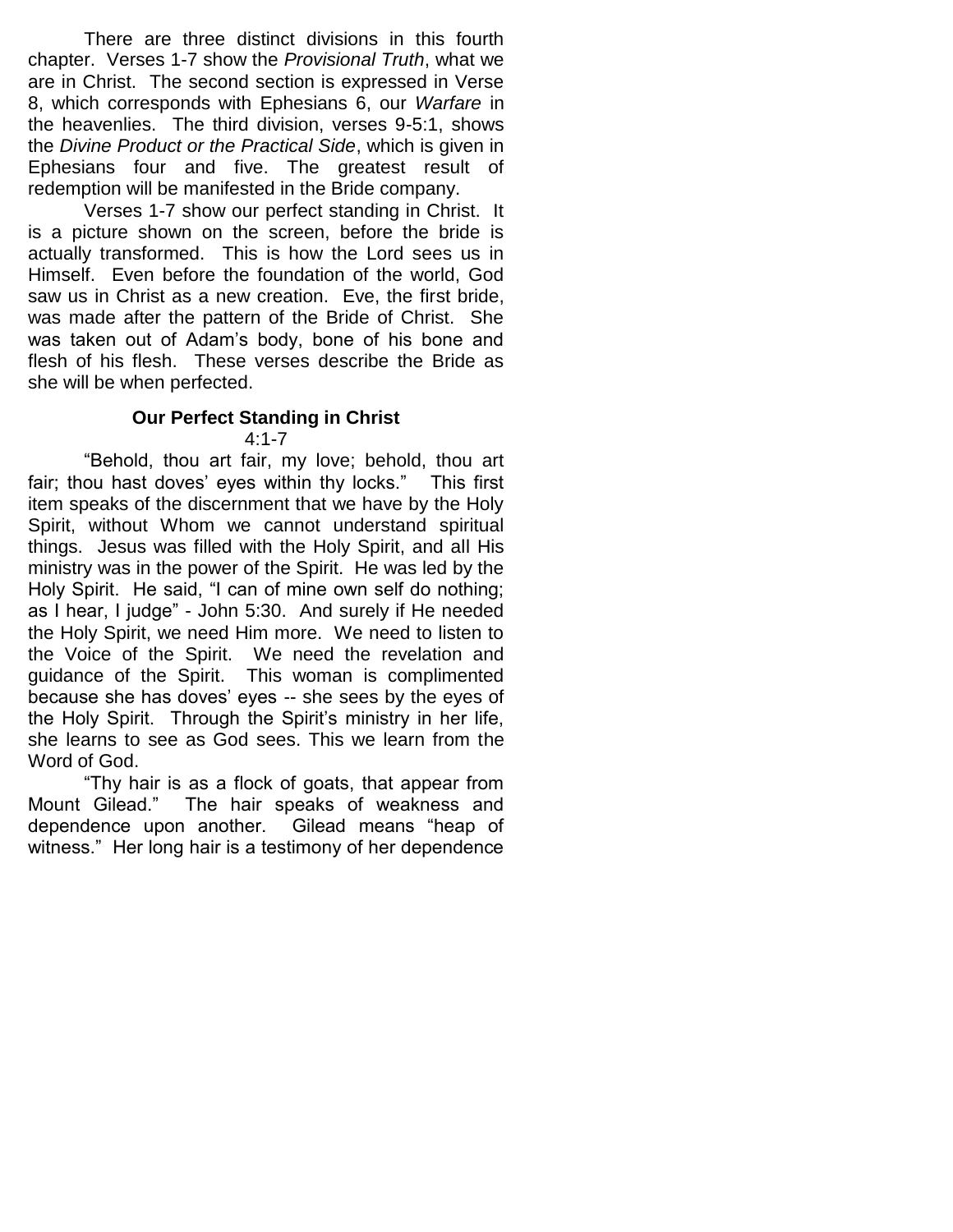There are three distinct divisions in this fourth chapter. Verses 1-7 show the *Provisional Truth*, what we are in Christ. The second section is expressed in Verse 8, which corresponds with Ephesians 6, our *Warfare* in the heavenlies. The third division, verses 9-5:1, shows the *Divine Product or the Practical Side*, which is given in Ephesians four and five. The greatest result of redemption will be manifested in the Bride company.

Verses 1-7 show our perfect standing in Christ. It is a picture shown on the screen, before the bride is actually transformed. This is how the Lord sees us in Himself. Even before the foundation of the world, God saw us in Christ as a new creation. Eve, the first bride, was made after the pattern of the Bride of Christ. She was taken out of Adam's body, bone of his bone and flesh of his flesh. These verses describe the Bride as she will be when perfected.

### Our Perfect Standing in Christ

4:1-7

"Behold, thou art fair, my love; behold, thou art fair; thou hast doves' eyes within thy locks." This first item speaks of the discernment that we have by the Holy Spirit, without Whom we cannot understand spiritual things. Jesus was filled with the Holy Spirit, and all His ministry was in the power of the Spirit. He was led by the Holy Spirit. He said, "I can of mine own self do nothing; as I hear, I judge" - John 5:30. And surely if He needed the Holy Spirit, we need Him more. We need to listen to the Voice of the Spirit. We need the revelation and guidance of the Spirit. This woman is complimented because she has doves' eyes -- she sees by the eyes of the Holy Spirit. Through the Spirit's ministry in her life, she learns to see as God sees. This we learn from the Word of God.

"Thy hair is as a flock of goats, that appear from Mount Gilead." The hair speaks of weakness and dependence upon another. Gilead means "heap of witness." Her long hair is a testimony of her dependence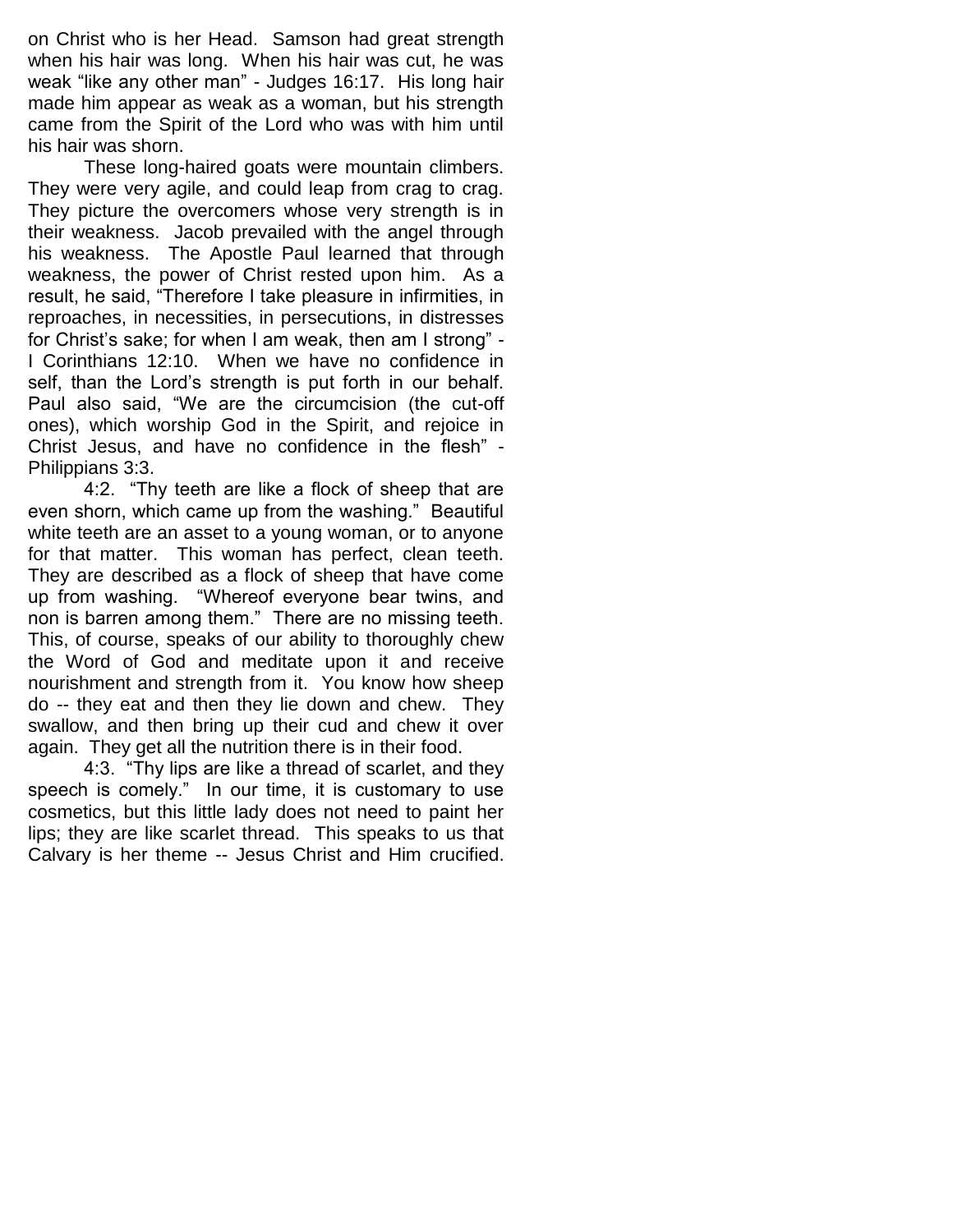on Christ who is her Head. Samson had great strength when his hair was long. When his hair was cut, he was weak "like any other man" - Judges 16:17. His long hair made him appear as weak as a woman, but his strength came from the Spirit of the Lord who was with him until his hair was shorn.

These long-haired goats were mountain climbers. They were very agile, and could leap from crag to crag. They picture the overcomers whose very strength is in their weakness. Jacob prevailed with the angel through his weakness. The Apostle Paul learned that through weakness, the power of Christ rested upon him. As a result, he said, "Therefore I take pleasure in infirmities, in reproaches, in necessities, in persecutions, in distresses for Christ's sake; for when I am weak, then am I strong" - I Corinthians 12:10. When we have no confidence in self, than the Lord's strength is put forth in our behalf. Paul also said, "We are the circumcision (the cut-off ones), which worship God in the Spirit, and rejoice in Christ Jesus, and have no confidence in the flesh" - Philippians 3:3.

4:2. "Thy teeth are like a flock of sheep that are even shorn, which came up from the washing." Beautiful white teeth are an asset to a young woman, or to anyone for that matter. This woman has perfect, clean teeth. They are described as a flock of sheep that have come up from washing. "Whereof everyone bear twins, and non is barren among them." There are no missing teeth. This, of course, speaks of our ability to thoroughly chew the Word of God and meditate upon it and receive nourishment and strength from it. You know how sheep do -- they eat and then they lie down and chew. They swallow, and then bring up their cud and chew it over again. They get all the nutrition there is in their food.

4:3. "Thy lips are like a thread of scarlet, and they speech is comely." In our time, it is customary to use cosmetics, but this little lady does not need to paint her lips; they are like scarlet thread. This speaks to us that Calvary is her theme -- Jesus Christ and Him crucified.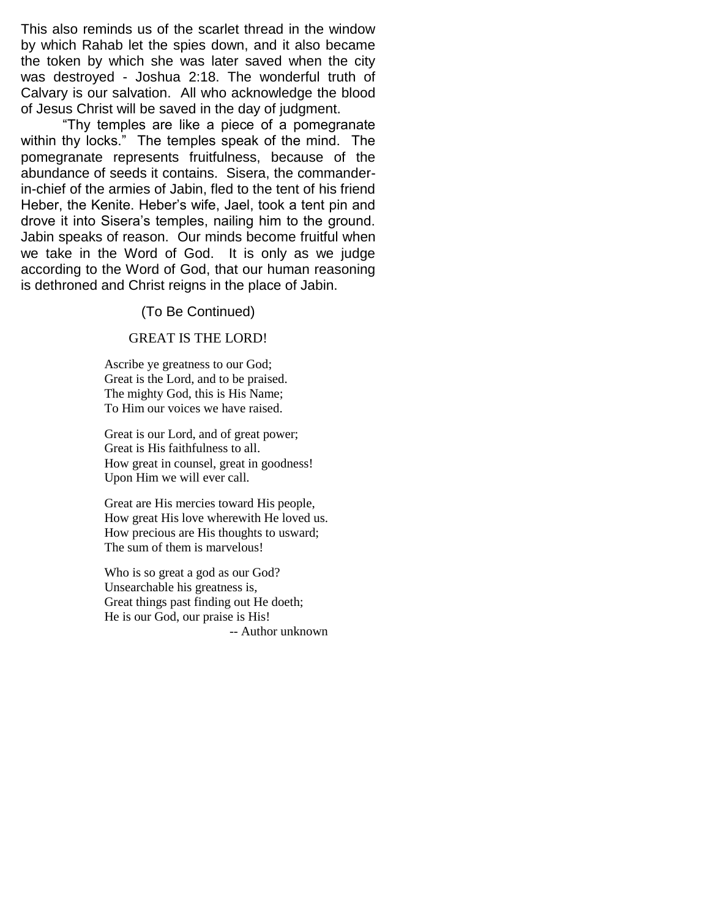This also reminds us of the scarlet thread in the window by which Rahab let the spies down, and it also became the token by which she was later saved when the city was destroyed - Joshua 2:18. The wonderful truth of Calvary is our salvation. All who acknowledge the blood of Jesus Christ will be saved in the day of judgment.

"Thy temples are like a piece of a pomegranate within thy locks." The temples speak of the mind. The pomegranate represents fruitfulness, because of the abundance of seeds it contains. Sisera, the commander-in-chief of the armies of Jabin, fled to the tent of his friend Heber, the Kenite. Heber's wife, Jael, took a tent pin and drove it into Sisera's temples, nailing him to the ground. Jabin speaks of reason. Our minds become fruitful when we take in the Word of God. It is only as we judge according to the Word of God, that our human reasoning is dethroned and Christ reigns in the place of Jabin.

(To Be Continued)

## GREAT IS THE LORD!

Ascribe ye greatness to our God;
Great is the Lord, and to be praised.
The mighty God, this is His Name;
To Him our voices we have raised.

Great is our Lord, and of great power;
Great is His faithfulness to all.
How great in counsel, great in goodness!
Upon Him we will ever call.

Great are His mercies toward His people,
How great His love wherewith He loved us.
How precious are His thoughts to usward;
The sum of them is marvelous!

Who is so great a god as our God?
Unsearchable his greatness is,
Great things past finding out He doeth;
He is our God, our praise is His!

-- Author unknown